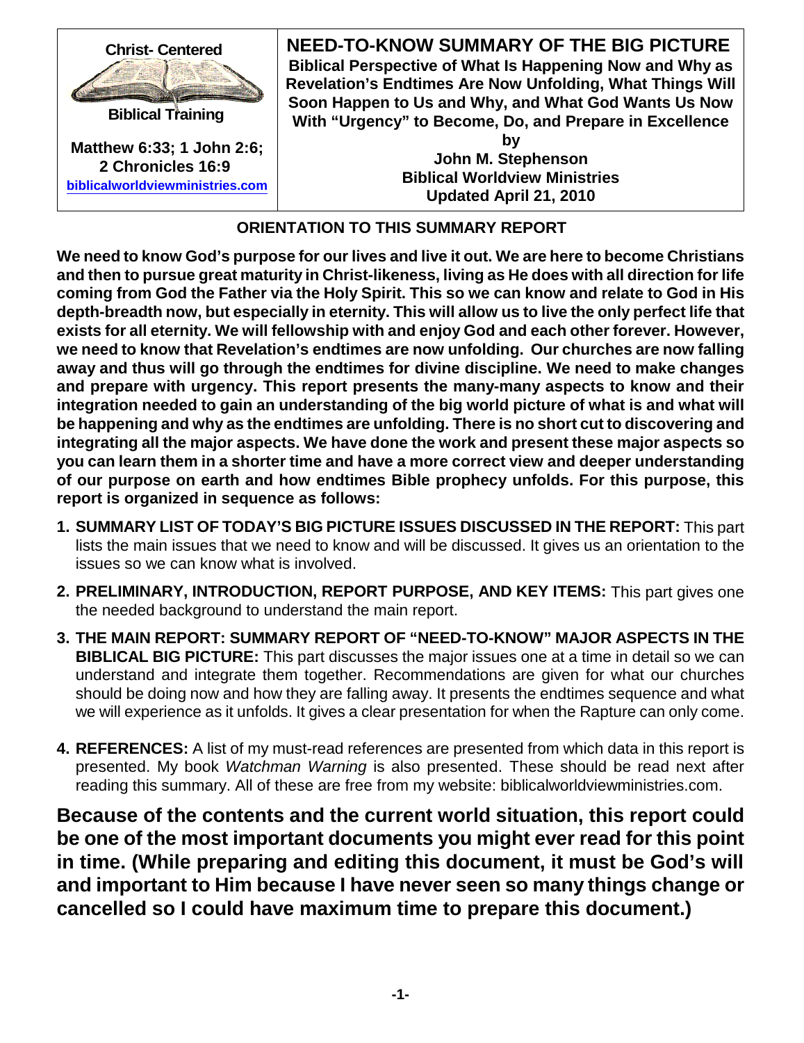**Christ- Centered**

**Biblical Training**

**Matthew 6:33; 1 John 2:6; 2 Chronicles 16:9**

**biblicalworldviewministries.com**

# NEED-TO-KNOW SUMMARY OF THE BIG PICTURE

**Biblical Perspective of What Is Happening Now and Why as Revelation's Endtimes Are Now Unfolding, What Things Will Soon Happen to Us and Why, and What God Wants Us Now With "Urgency" to Become, Do, and Prepare in Excellence**

**by**

**John M. Stephenson**

**Biblical Worldview Ministries**

**Updated April 21, 2010**

## ORIENTATION TO THIS SUMMARY REPORT

**We need to know God's purpose for our lives and live it out. We are here to become Christians and then to pursue great maturity in Christ-likeness, living as He does with all direction for life coming from God the Father via the Holy Spirit. This so we can know and relate to God in His depth-breadth now, but especially in eternity. This will allow us to live the only perfect life that exists for all eternity. We will fellowship with and enjoy God and each other forever. However, we need to know that Revelation's endtimes are now unfolding. Our churches are now falling away and thus will go through the endtimes for divine discipline. We need to make changes and prepare with urgency. This report presents the many-many aspects to know and their integration needed to gain an understanding of the big world picture of what is and what will be happening and why as the endtimes are unfolding. There is no short cut to discovering and integrating all the major aspects. We have done the work and present these major aspects so you can learn them in a shorter time and have a more correct view and deeper understanding of our purpose on earth and how endtimes Bible prophecy unfolds. For this purpose, this report is organized in sequence as follows:**

1. **SUMMARY LIST OF TODAY'S BIG PICTURE ISSUES DISCUSSED IN THE REPORT:** This part lists the main issues that we need to know and will be discussed. It gives us an orientation to the issues so we can know what is involved.
2. **PRELIMINARY, INTRODUCTION, REPORT PURPOSE, AND KEY ITEMS:** This part gives one the needed background to understand the main report.
3. **THE MAIN REPORT: SUMMARY REPORT OF "NEED-TO-KNOW" MAJOR ASPECTS IN THE BIBLICAL BIG PICTURE:** This part discusses the major issues one at a time in detail so we can understand and integrate them together. Recommendations are given for what our churches should be doing now and how they are falling away. It presents the endtimes sequence and what we will experience as it unfolds. It gives a clear presentation for when the Rapture can only come.
4. **REFERENCES:** A list of my must-read references are presented from which data in this report is presented. My book *Watchman Warning* is also presented. These should be read next after reading this summary. All of these are free from my website: biblicalworldviewministries.com.

**Because of the contents and the current world situation, this report could be one of the most important documents you might ever read for this point in time. (While preparing and editing this document, it must be God's will and important to Him because I have never seen so many things change or cancelled so I could have maximum time to prepare this document.)**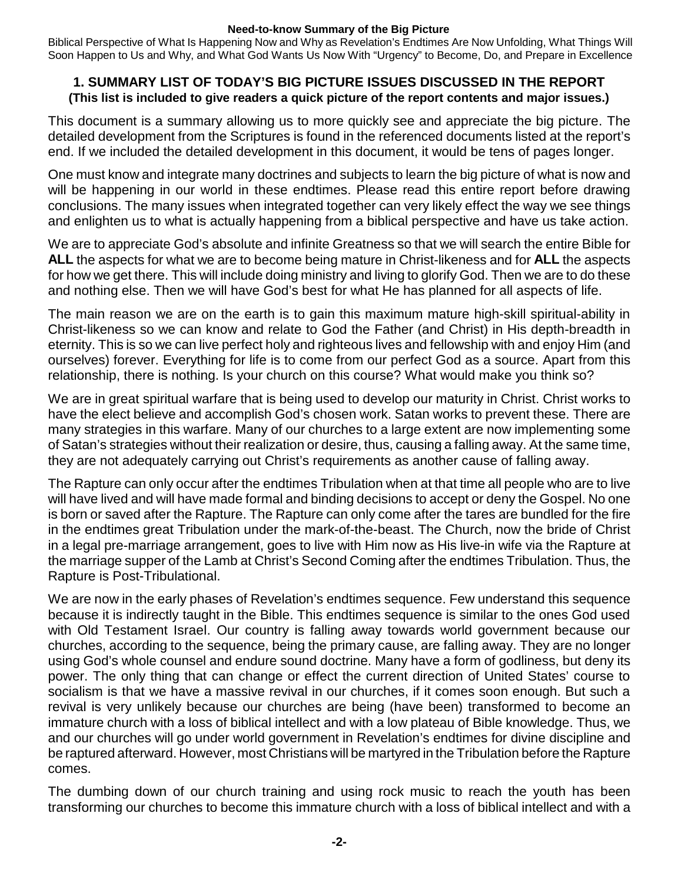## 1. SUMMARY LIST OF TODAY'S BIG PICTURE ISSUES DISCUSSED IN THE REPORT

**(This list is included to give readers a quick picture of the report contents and major issues.)**

This document is a summary allowing us to more quickly see and appreciate the big picture. The detailed development from the Scriptures is found in the referenced documents listed at the report's end. If we included the detailed development in this document, it would be tens of pages longer.

One must know and integrate many doctrines and subjects to learn the big picture of what is now and will be happening in our world in these endtimes. Please read this entire report before drawing conclusions. The many issues when integrated together can very likely effect the way we see things and enlighten us to what is actually happening from a biblical perspective and have us take action.

We are to appreciate God's absolute and infinite Greatness so that we will search the entire Bible for **ALL** the aspects for what we are to become being mature in Christ-likeness and for **ALL** the aspects for how we get there. This will include doing ministry and living to glorify God. Then we are to do these and nothing else. Then we will have God's best for what He has planned for all aspects of life.

The main reason we are on the earth is to gain this maximum mature high-skill spiritual-ability in Christ-likeness so we can know and relate to God the Father (and Christ) in His depth-breadth in eternity. This is so we can live perfect holy and righteous lives and fellowship with and enjoy Him (and ourselves) forever. Everything for life is to come from our perfect God as a source. Apart from this relationship, there is nothing. Is your church on this course? What would make you think so?

We are in great spiritual warfare that is being used to develop our maturity in Christ. Christ works to have the elect believe and accomplish God's chosen work. Satan works to prevent these. There are many strategies in this warfare. Many of our churches to a large extent are now implementing some of Satan's strategies without their realization or desire, thus, causing a falling away. At the same time, they are not adequately carrying out Christ's requirements as another cause of falling away.

The Rapture can only occur after the endtimes Tribulation when at that time all people who are to live will have lived and will have made formal and binding decisions to accept or deny the Gospel. No one is born or saved after the Rapture. The Rapture can only come after the tares are bundled for the fire in the endtimes great Tribulation under the mark-of-the-beast. The Church, now the bride of Christ in a legal pre-marriage arrangement, goes to live with Him now as His live-in wife via the Rapture at the marriage supper of the Lamb at Christ's Second Coming after the endtimes Tribulation. Thus, the Rapture is Post-Tribulational.

We are now in the early phases of Revelation's endtimes sequence. Few understand this sequence because it is indirectly taught in the Bible. This endtimes sequence is similar to the ones God used with Old Testament Israel. Our country is falling away towards world government because our churches, according to the sequence, being the primary cause, are falling away. They are no longer using God's whole counsel and endure sound doctrine. Many have a form of godliness, but deny its power. The only thing that can change or effect the current direction of United States' course to socialism is that we have a massive revival in our churches, if it comes soon enough. But such a revival is very unlikely because our churches are being (have been) transformed to become an immature church with a loss of biblical intellect and with a low plateau of Bible knowledge. Thus, we and our churches will go under world government in Revelation's endtimes for divine discipline and be raptured afterward. However, most Christians will be martyred in the Tribulation before the Rapture comes.

The dumbing down of our church training and using rock music to reach the youth has been transforming our churches to become this immature church with a loss of biblical intellect and with a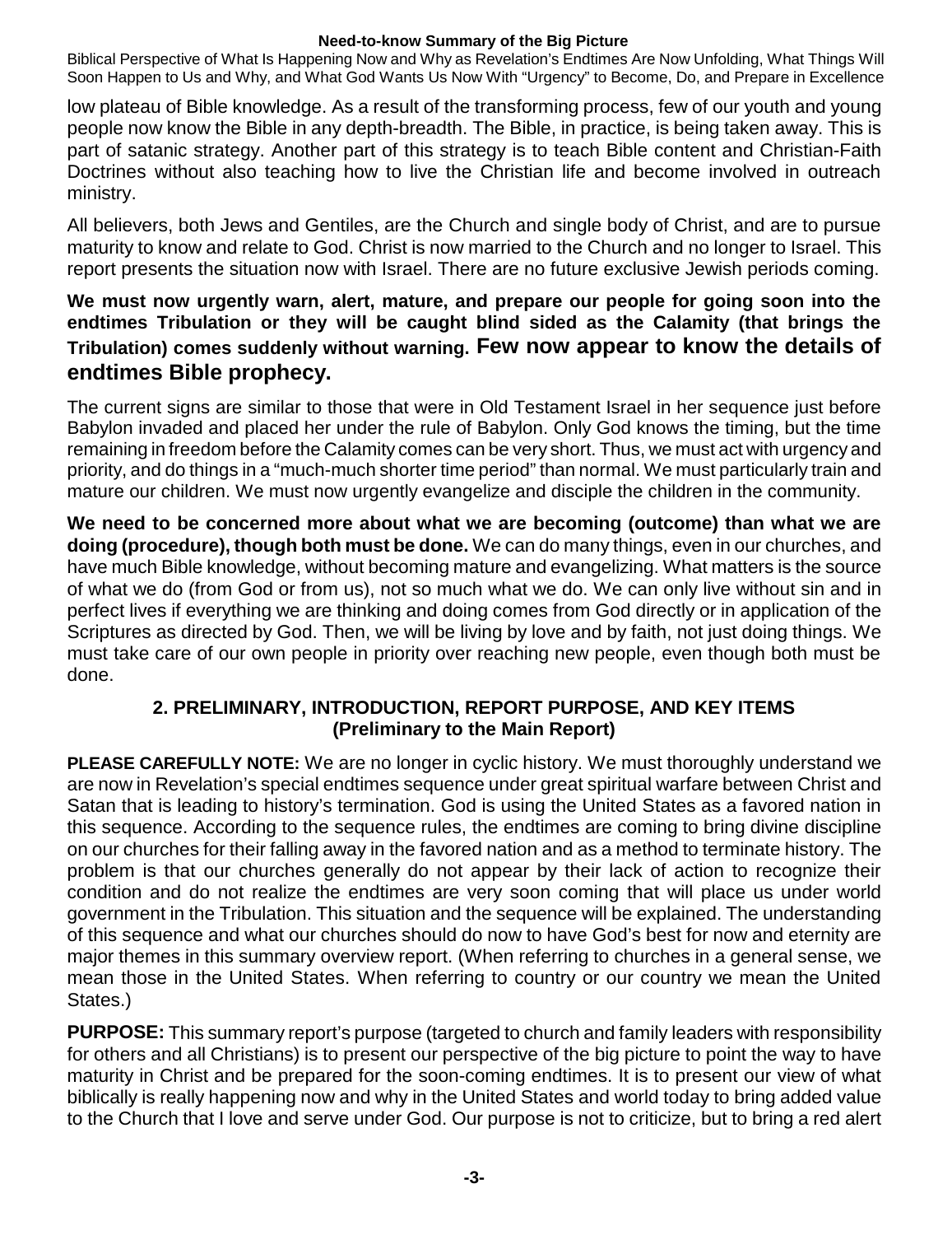low plateau of Bible knowledge. As a result of the transforming process, few of our youth and young people now know the Bible in any depth-breadth. The Bible, in practice, is being taken away. This is part of satanic strategy. Another part of this strategy is to teach Bible content and Christian-Faith Doctrines without also teaching how to live the Christian life and become involved in outreach ministry.

All believers, both Jews and Gentiles, are the Church and single body of Christ, and are to pursue maturity to know and relate to God. Christ is now married to the Church and no longer to Israel. This report presents the situation now with Israel. There are no future exclusive Jewish periods coming.

**We must now urgently warn, alert, mature, and prepare our people for going soon into the endtimes Tribulation or they will be caught blind sided as the Calamity (that brings the Tribulation) comes suddenly without warning. Few now appear to know the details of endtimes Bible prophecy.**

The current signs are similar to those that were in Old Testament Israel in her sequence just before Babylon invaded and placed her under the rule of Babylon. Only God knows the timing, but the time remaining in freedom before the Calamity comes can be very short. Thus, we must act with urgency and priority, and do things in a "much-much shorter time period" than normal. We must particularly train and mature our children. We must now urgently evangelize and disciple the children in the community.

**We need to be concerned more about what we are becoming (outcome) than what we are doing (procedure), though both must be done.** We can do many things, even in our churches, and have much Bible knowledge, without becoming mature and evangelizing. What matters is the source of what we do (from God or from us), not so much what we do. We can only live without sin and in perfect lives if everything we are thinking and doing comes from God directly or in application of the Scriptures as directed by God. Then, we will be living by love and by faith, not just doing things. We must take care of our own people in priority over reaching new people, even though both must be done.

## 2. PRELIMINARY, INTRODUCTION, REPORT PURPOSE, AND KEY ITEMS (Preliminary to the Main Report)

**PLEASE CAREFULLY NOTE:** We are no longer in cyclic history. We must thoroughly understand we are now in Revelation's special endtimes sequence under great spiritual warfare between Christ and Satan that is leading to history's termination. God is using the United States as a favored nation in this sequence. According to the sequence rules, the endtimes are coming to bring divine discipline on our churches for their falling away in the favored nation and as a method to terminate history. The problem is that our churches generally do not appear by their lack of action to recognize their condition and do not realize the endtimes are very soon coming that will place us under world government in the Tribulation. This situation and the sequence will be explained. The understanding of this sequence and what our churches should do now to have God's best for now and eternity are major themes in this summary overview report. (When referring to churches in a general sense, we mean those in the United States. When referring to country or our country we mean the United States.)

**PURPOSE:** This summary report's purpose (targeted to church and family leaders with responsibility for others and all Christians) is to present our perspective of the big picture to point the way to have maturity in Christ and be prepared for the soon-coming endtimes. It is to present our view of what biblically is really happening now and why in the United States and world today to bring added value to the Church that I love and serve under God. Our purpose is not to criticize, but to bring a red alert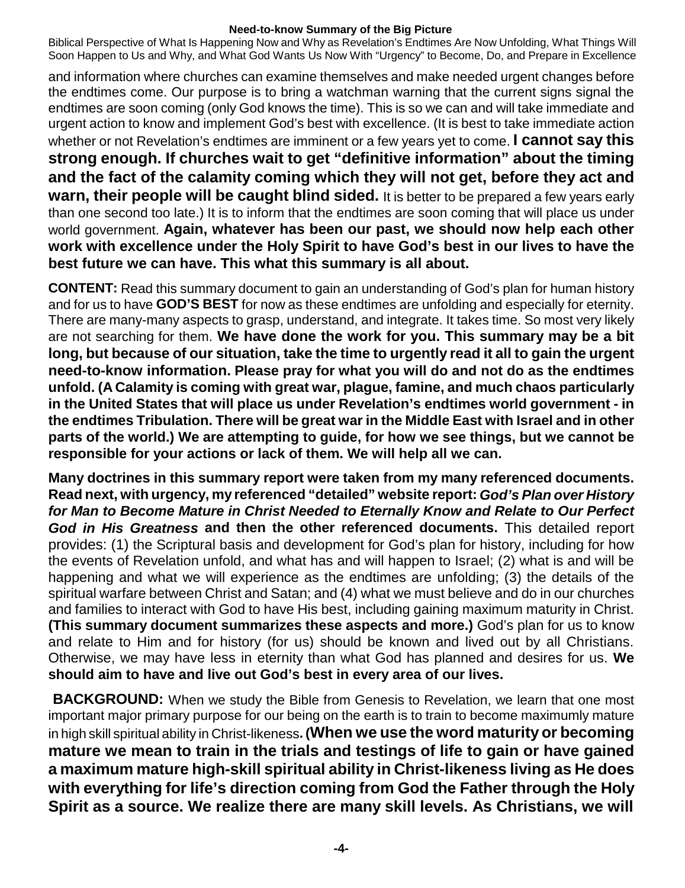and information where churches can examine themselves and make needed urgent changes before the endtimes come. Our purpose is to bring a watchman warning that the current signs signal the endtimes are soon coming (only God knows the time). This is so we can and will take immediate and urgent action to know and implement God's best with excellence. (It is best to take immediate action whether or not Revelation's endtimes are imminent or a few years yet to come. **I cannot say this strong enough. If churches wait to get "definitive information" about the timing and the fact of the calamity coming which they will not get, before they act and warn, their people will be caught blind sided.** It is better to be prepared a few years early than one second too late.) It is to inform that the endtimes are soon coming that will place us under world government. **Again, whatever has been our past, we should now help each other work with excellence under the Holy Spirit to have God's best in our lives to have the best future we can have. This what this summary is all about.**

**CONTENT:** Read this summary document to gain an understanding of God's plan for human history and for us to have **GOD'S BEST** for now as these endtimes are unfolding and especially for eternity. There are many-many aspects to grasp, understand, and integrate. It takes time. So most very likely are not searching for them. **We have done the work for you. This summary may be a bit long, but because of our situation, take the time to urgently read it all to gain the urgent need-to-know information. Please pray for what you will do and not do as the endtimes unfold. (A Calamity is coming with great war, plague, famine, and much chaos particularly in the United States that will place us under Revelation's endtimes world government - in the endtimes Tribulation. There will be great war in the Middle East with Israel and in other parts of the world.) We are attempting to guide, for how we see things, but we cannot be responsible for your actions or lack of them. We will help all we can.**

**Many doctrines in this summary report were taken from my many referenced documents. Read next, with urgency, my referenced "detailed" website report:** ***God's Plan over History for Man to Become Mature in Christ Needed to Eternally Know and Relate to Our Perfect God in His Greatness*** **and then the other referenced documents.** This detailed report provides: (1) the Scriptural basis and development for God's plan for history, including for how the events of Revelation unfold, and what has and will happen to Israel; (2) what is and will be happening and what we will experience as the endtimes are unfolding; (3) the details of the spiritual warfare between Christ and Satan; and (4) what we must believe and do in our churches and families to interact with God to have His best, including gaining maximum maturity in Christ. **(This summary document summarizes these aspects and more.)** God's plan for us to know and relate to Him and for history (for us) should be known and lived out by all Christians. Otherwise, we may have less in eternity than what God has planned and desires for us. **We should aim to have and live out God's best in every area of our lives.**

**BACKGROUND:** When we study the Bible from Genesis to Revelation, we learn that one most important major primary purpose for our being on the earth is to train to become maximumly mature in high skill spiritual ability in Christ-likeness. **(When we use the word maturity or becoming mature we mean to train in the trials and testings of life to gain or have gained a maximum mature high-skill spiritual ability in Christ-likeness living as He does with everything for life's direction coming from God the Father through the Holy Spirit as a source. We realize there are many skill levels. As Christians, we will**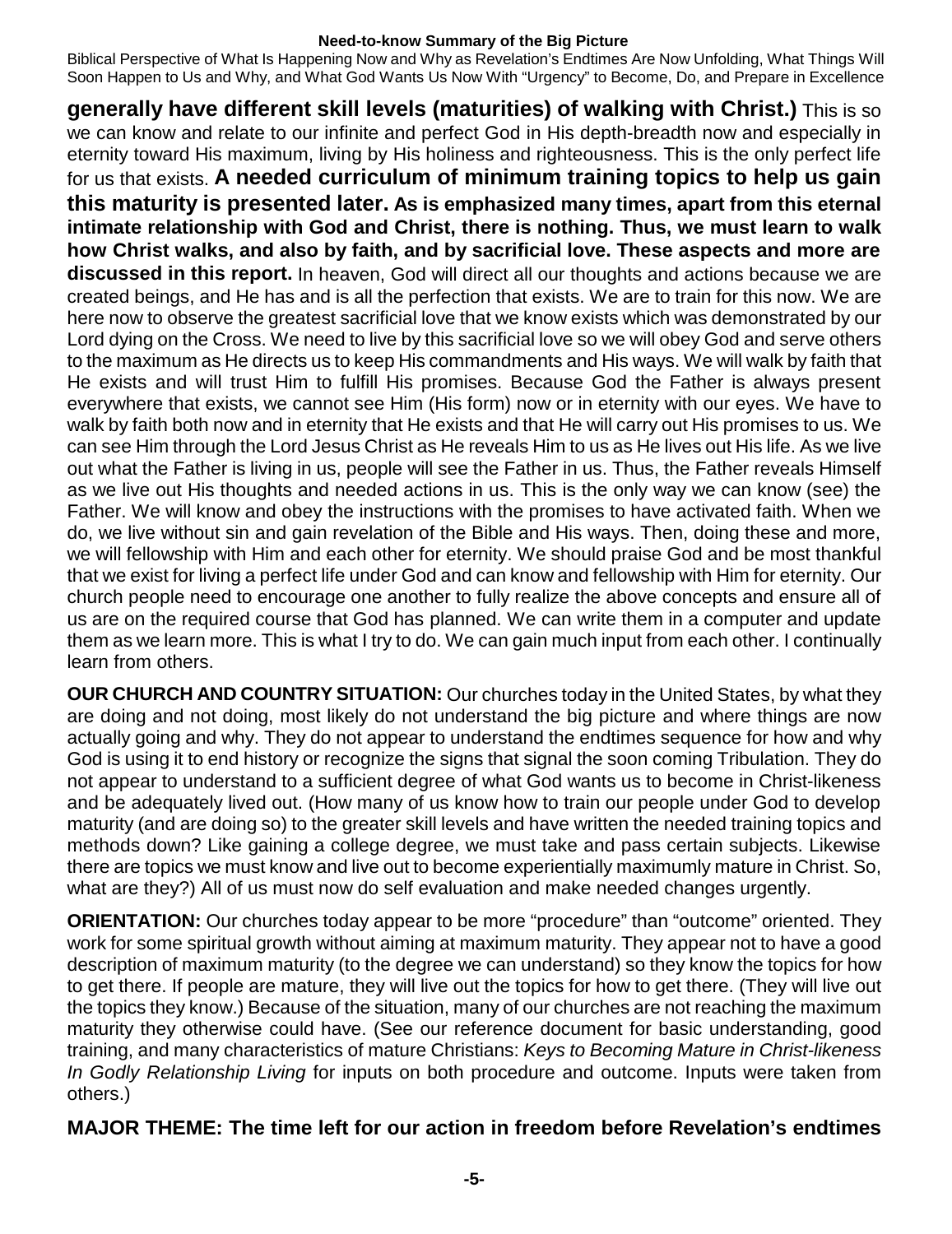**generally have different skill levels (maturities) of walking with Christ.)** This is so we can know and relate to our infinite and perfect God in His depth-breadth now and especially in eternity toward His maximum, living by His holiness and righteousness. This is the only perfect life for us that exists. **A needed curriculum of minimum training topics to help us gain this maturity is presented later. As is emphasized many times, apart from this eternal intimate relationship with God and Christ, there is nothing. Thus, we must learn to walk how Christ walks, and also by faith, and by sacrificial love. These aspects and more are discussed in this report.** In heaven, God will direct all our thoughts and actions because we are created beings, and He has and is all the perfection that exists. We are to train for this now. We are here now to observe the greatest sacrificial love that we know exists which was demonstrated by our Lord dying on the Cross. We need to live by this sacrificial love so we will obey God and serve others to the maximum as He directs us to keep His commandments and His ways. We will walk by faith that He exists and will trust Him to fulfill His promises. Because God the Father is always present everywhere that exists, we cannot see Him (His form) now or in eternity with our eyes. We have to walk by faith both now and in eternity that He exists and that He will carry out His promises to us. We can see Him through the Lord Jesus Christ as He reveals Him to us as He lives out His life. As we live out what the Father is living in us, people will see the Father in us. Thus, the Father reveals Himself as we live out His thoughts and needed actions in us. This is the only way we can know (see) the Father. We will know and obey the instructions with the promises to have activated faith. When we do, we live without sin and gain revelation of the Bible and His ways. Then, doing these and more, we will fellowship with Him and each other for eternity. We should praise God and be most thankful that we exist for living a perfect life under God and can know and fellowship with Him for eternity. Our church people need to encourage one another to fully realize the above concepts and ensure all of us are on the required course that God has planned. We can write them in a computer and update them as we learn more. This is what I try to do. We can gain much input from each other. I continually learn from others.

**OUR CHURCH AND COUNTRY SITUATION:** Our churches today in the United States, by what they are doing and not doing, most likely do not understand the big picture and where things are now actually going and why. They do not appear to understand the endtimes sequence for how and why God is using it to end history or recognize the signs that signal the soon coming Tribulation. They do not appear to understand to a sufficient degree of what God wants us to become in Christ-likeness and be adequately lived out. (How many of us know how to train our people under God to develop maturity (and are doing so) to the greater skill levels and have written the needed training topics and methods down? Like gaining a college degree, we must take and pass certain subjects. Likewise there are topics we must know and live out to become experientially maximumly mature in Christ. So, what are they?) All of us must now do self evaluation and make needed changes urgently.

**ORIENTATION:** Our churches today appear to be more "procedure" than "outcome" oriented. They work for some spiritual growth without aiming at maximum maturity. They appear not to have a good description of maximum maturity (to the degree we can understand) so they know the topics for how to get there. If people are mature, they will live out the topics for how to get there. (They will live out the topics they know.) Because of the situation, many of our churches are not reaching the maximum maturity they otherwise could have. (See our reference document for basic understanding, good training, and many characteristics of mature Christians: *Keys to Becoming Mature in Christ-likeness In Godly Relationship Living* for inputs on both procedure and outcome. Inputs were taken from others.)

**MAJOR THEME: The time left for our action in freedom before Revelation's endtimes**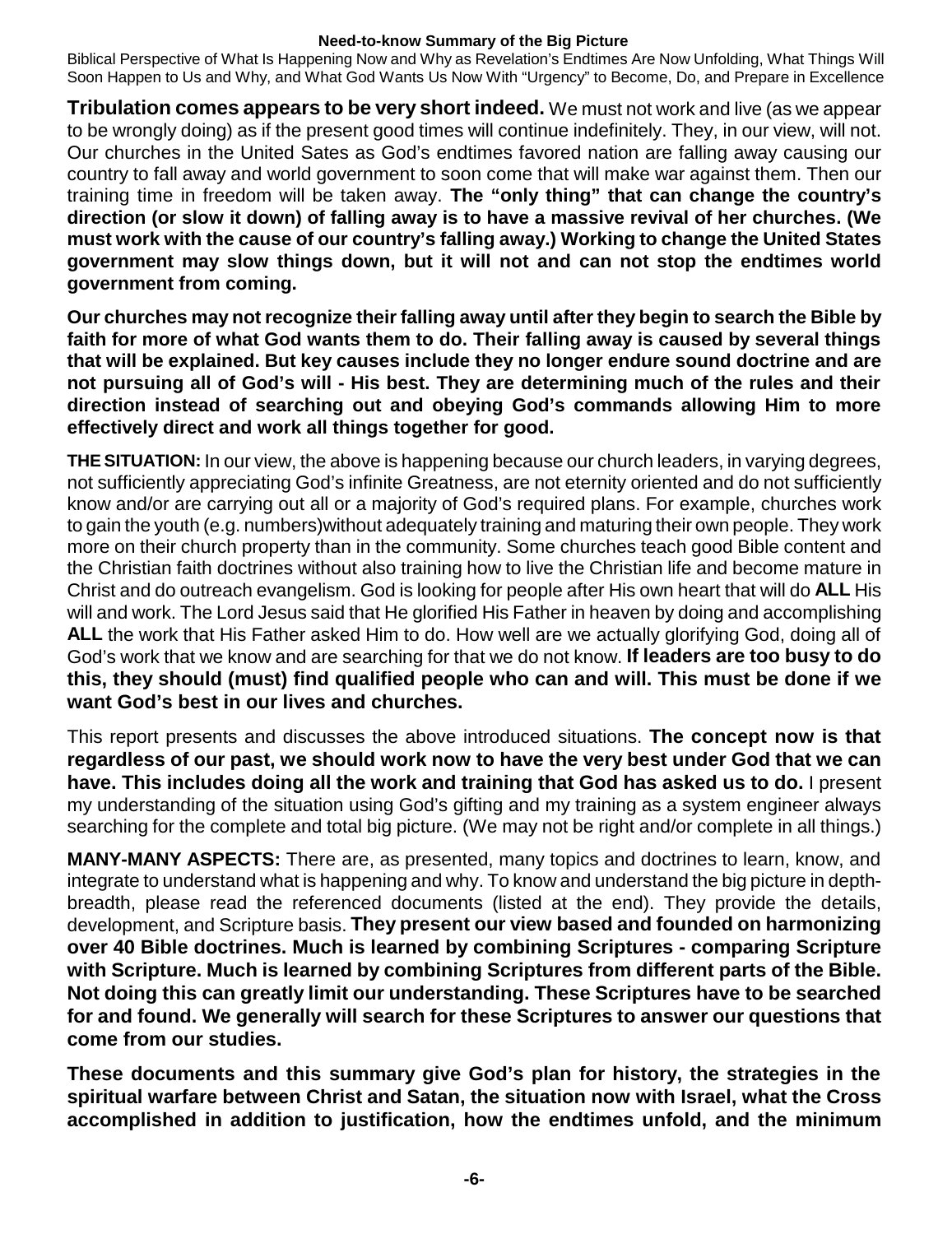**Tribulation comes appears to be very short indeed.** We must not work and live (as we appear to be wrongly doing) as if the present good times will continue indefinitely. They, in our view, will not. Our churches in the United Sates as God's endtimes favored nation are falling away causing our country to fall away and world government to soon come that will make war against them. Then our training time in freedom will be taken away. **The "only thing" that can change the country's direction (or slow it down) of falling away is to have a massive revival of her churches. (We must work with the cause of our country's falling away.) Working to change the United States government may slow things down, but it will not and can not stop the endtimes world government from coming.**

**Our churches may not recognize their falling away until after they begin to search the Bible by faith for more of what God wants them to do. Their falling away is caused by several things that will be explained. But key causes include they no longer endure sound doctrine and are not pursuing all of God's will - His best. They are determining much of the rules and their direction instead of searching out and obeying God's commands allowing Him to more effectively direct and work all things together for good.**

**THE SITUATION:** In our view, the above is happening because our church leaders, in varying degrees, not sufficiently appreciating God's infinite Greatness, are not eternity oriented and do not sufficiently know and/or are carrying out all or a majority of God's required plans. For example, churches work to gain the youth (e.g. numbers)without adequately training and maturing their own people. They work more on their church property than in the community. Some churches teach good Bible content and the Christian faith doctrines without also training how to live the Christian life and become mature in Christ and do outreach evangelism. God is looking for people after His own heart that will do **ALL** His will and work. The Lord Jesus said that He glorified His Father in heaven by doing and accomplishing **ALL** the work that His Father asked Him to do. How well are we actually glorifying God, doing all of God's work that we know and are searching for that we do not know. **If leaders are too busy to do this, they should (must) find qualified people who can and will. This must be done if we want God's best in our lives and churches.**

This report presents and discusses the above introduced situations. **The concept now is that regardless of our past, we should work now to have the very best under God that we can have. This includes doing all the work and training that God has asked us to do.** I present my understanding of the situation using God's gifting and my training as a system engineer always searching for the complete and total big picture. (We may not be right and/or complete in all things.)

**MANY-MANY ASPECTS:** There are, as presented, many topics and doctrines to learn, know, and integrate to understand what is happening and why. To know and understand the big picture in depth-breadth, please read the referenced documents (listed at the end). They provide the details, development, and Scripture basis. **They present our view based and founded on harmonizing over 40 Bible doctrines. Much is learned by combining Scriptures - comparing Scripture with Scripture. Much is learned by combining Scriptures from different parts of the Bible. Not doing this can greatly limit our understanding. These Scriptures have to be searched for and found. We generally will search for these Scriptures to answer our questions that come from our studies.**

**These documents and this summary give God's plan for history, the strategies in the spiritual warfare between Christ and Satan, the situation now with Israel, what the Cross accomplished in addition to justification, how the endtimes unfold, and the minimum**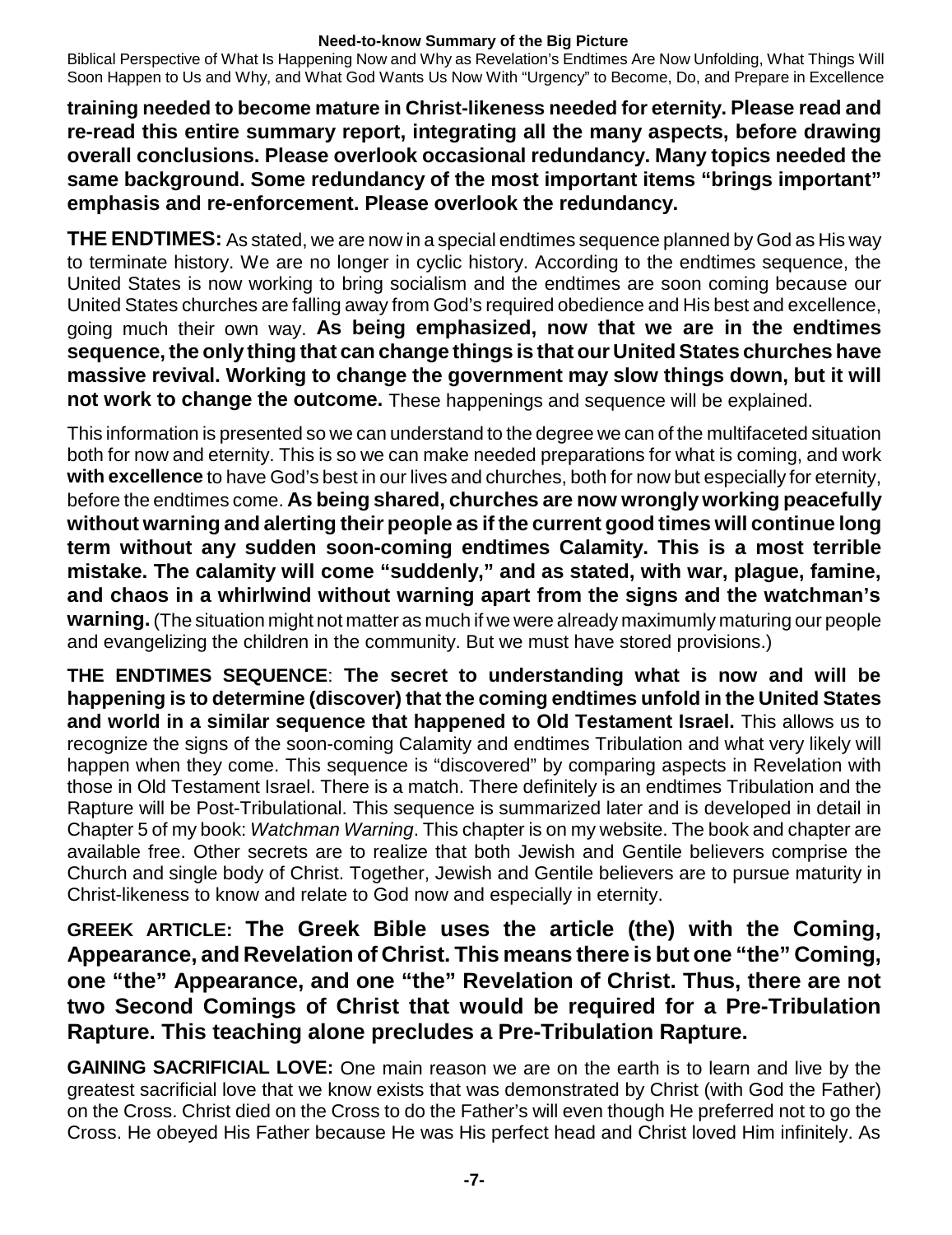**training needed to become mature in Christ-likeness needed for eternity. Please read and re-read this entire summary report, integrating all the many aspects, before drawing overall conclusions. Please overlook occasional redundancy. Many topics needed the same background. Some redundancy of the most important items "brings important" emphasis and re-enforcement. Please overlook the redundancy.**

**THE ENDTIMES:** As stated, we are now in a special endtimes sequence planned by God as His way to terminate history. We are no longer in cyclic history. According to the endtimes sequence, the United States is now working to bring socialism and the endtimes are soon coming because our United States churches are falling away from God's required obedience and His best and excellence, going much their own way. **As being emphasized, now that we are in the endtimes sequence, the only thing that can change things is that our United States churches have massive revival. Working to change the government may slow things down, but it will not work to change the outcome.** These happenings and sequence will be explained.

This information is presented so we can understand to the degree we can of the multifaceted situation both for now and eternity. This is so we can make needed preparations for what is coming, and work **with excellence** to have God's best in our lives and churches, both for now but especially for eternity, before the endtimes come. **As being shared, churches are now wrongly working peacefully without warning and alerting their people as if the current good times will continue long term without any sudden soon-coming endtimes Calamity. This is a most terrible mistake. The calamity will come "suddenly," and as stated, with war, plague, famine, and chaos in a whirlwind without warning apart from the signs and the watchman's warning.** (The situation might not matter as much if we were already maximumly maturing our people and evangelizing the children in the community. But we must have stored provisions.)

**THE ENDTIMES SEQUENCE**: **The secret to understanding what is now and will be happening is to determine (discover) that the coming endtimes unfold in the United States and world in a similar sequence that happened to Old Testament Israel.** This allows us to recognize the signs of the soon-coming Calamity and endtimes Tribulation and what very likely will happen when they come. This sequence is "discovered" by comparing aspects in Revelation with those in Old Testament Israel. There is a match. There definitely is an endtimes Tribulation and the Rapture will be Post-Tribulational. This sequence is summarized later and is developed in detail in Chapter 5 of my book: *Watchman Warning*. This chapter is on my website. The book and chapter are available free. Other secrets are to realize that both Jewish and Gentile believers comprise the Church and single body of Christ. Together, Jewish and Gentile believers are to pursue maturity in Christ-likeness to know and relate to God now and especially in eternity.

**GREEK ARTICLE: The Greek Bible uses the article (the) with the Coming, Appearance, and Revelation of Christ. This means there is but one "the" Coming, one "the" Appearance, and one "the" Revelation of Christ. Thus, there are not two Second Comings of Christ that would be required for a Pre-Tribulation Rapture. This teaching alone precludes a Pre-Tribulation Rapture.**

**GAINING SACRIFICIAL LOVE:** One main reason we are on the earth is to learn and live by the greatest sacrificial love that we know exists that was demonstrated by Christ (with God the Father) on the Cross. Christ died on the Cross to do the Father's will even though He preferred not to go the Cross. He obeyed His Father because He was His perfect head and Christ loved Him infinitely. As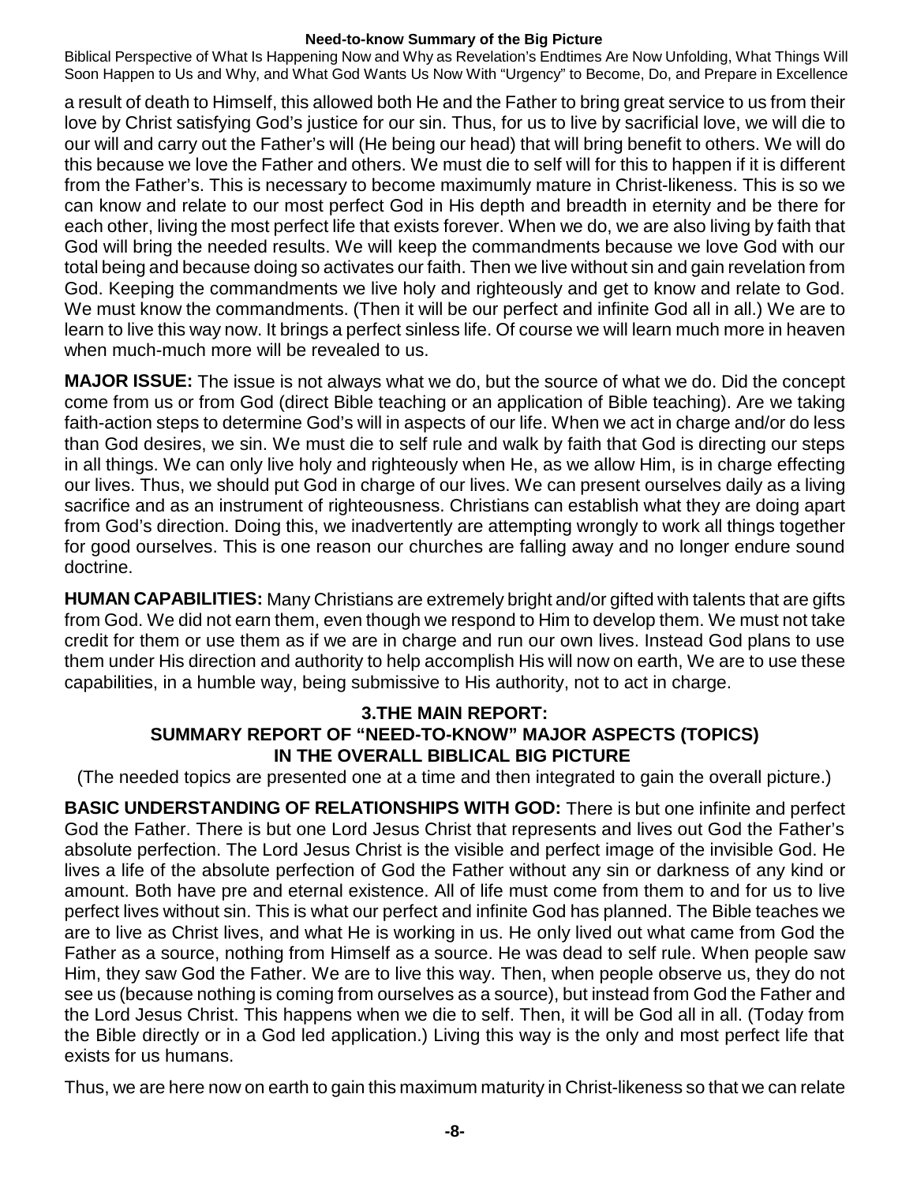a result of death to Himself, this allowed both He and the Father to bring great service to us from their love by Christ satisfying God's justice for our sin. Thus, for us to live by sacrificial love, we will die to our will and carry out the Father's will (He being our head) that will bring benefit to others. We will do this because we love the Father and others. We must die to self will for this to happen if it is different from the Father's. This is necessary to become maximumly mature in Christ-likeness. This is so we can know and relate to our most perfect God in His depth and breadth in eternity and be there for each other, living the most perfect life that exists forever. When we do, we are also living by faith that God will bring the needed results. We will keep the commandments because we love God with our total being and because doing so activates our faith. Then we live without sin and gain revelation from God. Keeping the commandments we live holy and righteously and get to know and relate to God. We must know the commandments. (Then it will be our perfect and infinite God all in all.) We are to learn to live this way now. It brings a perfect sinless life. Of course we will learn much more in heaven when much-much more will be revealed to us.

**MAJOR ISSUE:** The issue is not always what we do, but the source of what we do. Did the concept come from us or from God (direct Bible teaching or an application of Bible teaching). Are we taking faith-action steps to determine God's will in aspects of our life. When we act in charge and/or do less than God desires, we sin. We must die to self rule and walk by faith that God is directing our steps in all things. We can only live holy and righteously when He, as we allow Him, is in charge effecting our lives. Thus, we should put God in charge of our lives. We can present ourselves daily as a living sacrifice and as an instrument of righteousness. Christians can establish what they are doing apart from God's direction. Doing this, we inadvertently are attempting wrongly to work all things together for good ourselves. This is one reason our churches are falling away and no longer endure sound doctrine.

**HUMAN CAPABILITIES:** Many Christians are extremely bright and/or gifted with talents that are gifts from God. We did not earn them, even though we respond to Him to develop them. We must not take credit for them or use them as if we are in charge and run our own lives. Instead God plans to use them under His direction and authority to help accomplish His will now on earth, We are to use these capabilities, in a humble way, being submissive to His authority, not to act in charge.

## 3.THE MAIN REPORT: SUMMARY REPORT OF "NEED-TO-KNOW" MAJOR ASPECTS (TOPICS) IN THE OVERALL BIBLICAL BIG PICTURE

(The needed topics are presented one at a time and then integrated to gain the overall picture.)

**BASIC UNDERSTANDING OF RELATIONSHIPS WITH GOD:** There is but one infinite and perfect God the Father. There is but one Lord Jesus Christ that represents and lives out God the Father's absolute perfection. The Lord Jesus Christ is the visible and perfect image of the invisible God. He lives a life of the absolute perfection of God the Father without any sin or darkness of any kind or amount. Both have pre and eternal existence. All of life must come from them to and for us to live perfect lives without sin. This is what our perfect and infinite God has planned. The Bible teaches we are to live as Christ lives, and what He is working in us. He only lived out what came from God the Father as a source, nothing from Himself as a source. He was dead to self rule. When people saw Him, they saw God the Father. We are to live this way. Then, when people observe us, they do not see us (because nothing is coming from ourselves as a source), but instead from God the Father and the Lord Jesus Christ. This happens when we die to self. Then, it will be God all in all. (Today from the Bible directly or in a God led application.) Living this way is the only and most perfect life that exists for us humans.

Thus, we are here now on earth to gain this maximum maturity in Christ-likeness so that we can relate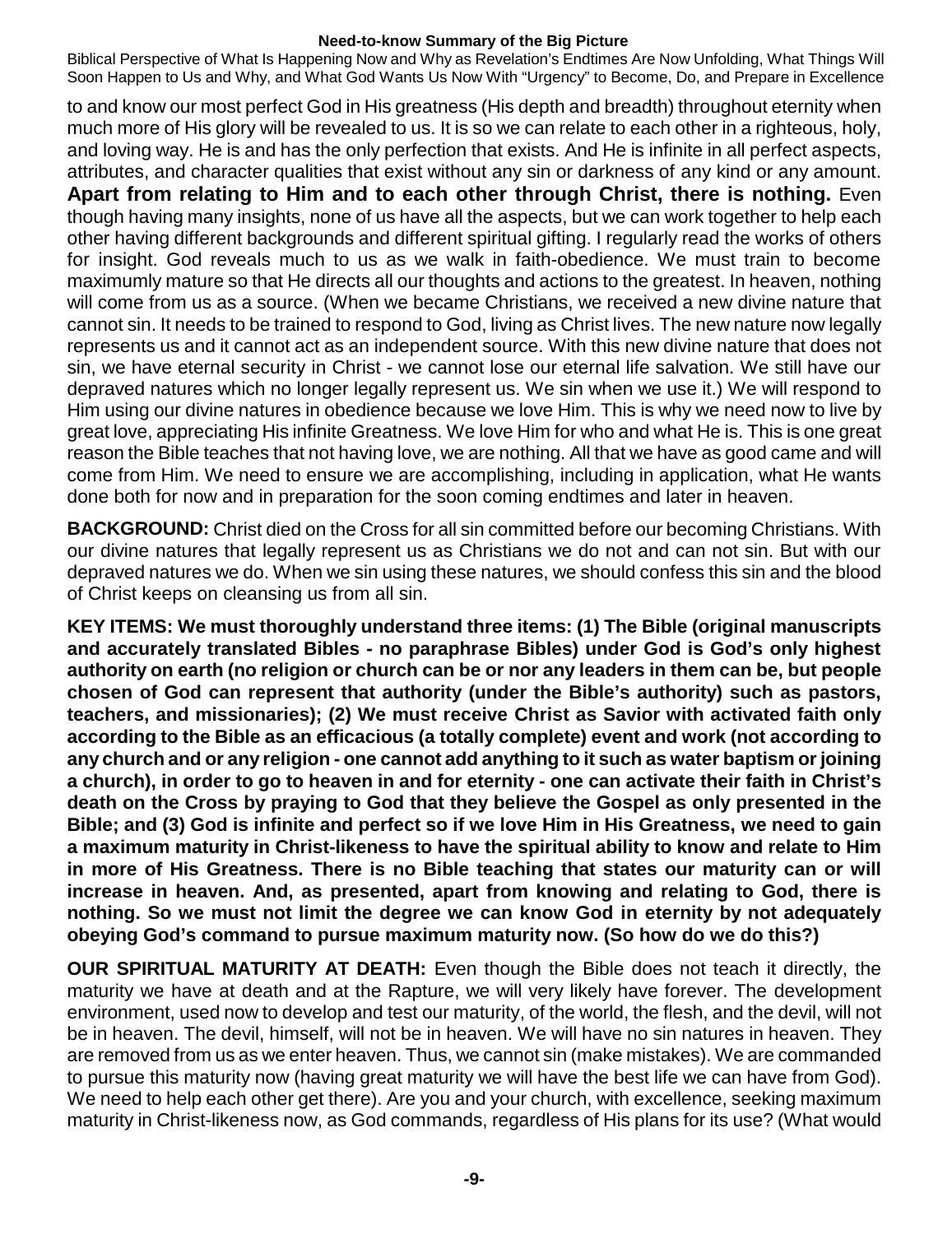to and know our most perfect God in His greatness (His depth and breadth) throughout eternity when much more of His glory will be revealed to us. It is so we can relate to each other in a righteous, holy, and loving way. He is and has the only perfection that exists. And He is infinite in all perfect aspects, attributes, and character qualities that exist without any sin or darkness of any kind or any amount. **Apart from relating to Him and to each other through Christ, there is nothing.** Even though having many insights, none of us have all the aspects, but we can work together to help each other having different backgrounds and different spiritual gifting. I regularly read the works of others for insight. God reveals much to us as we walk in faith-obedience. We must train to become maximumly mature so that He directs all our thoughts and actions to the greatest. In heaven, nothing will come from us as a source. (When we became Christians, we received a new divine nature that cannot sin. It needs to be trained to respond to God, living as Christ lives. The new nature now legally represents us and it cannot act as an independent source. With this new divine nature that does not sin, we have eternal security in Christ - we cannot lose our eternal life salvation. We still have our depraved natures which no longer legally represent us. We sin when we use it.) We will respond to Him using our divine natures in obedience because we love Him. This is why we need now to live by great love, appreciating His infinite Greatness. We love Him for who and what He is. This is one great reason the Bible teaches that not having love, we are nothing. All that we have as good came and will come from Him. We need to ensure we are accomplishing, including in application, what He wants done both for now and in preparation for the soon coming endtimes and later in heaven.

**BACKGROUND:** Christ died on the Cross for all sin committed before our becoming Christians. With our divine natures that legally represent us as Christians we do not and can not sin. But with our depraved natures we do. When we sin using these natures, we should confess this sin and the blood of Christ keeps on cleansing us from all sin.

**KEY ITEMS: We must thoroughly understand three items: (1) The Bible (original manuscripts and accurately translated Bibles - no paraphrase Bibles) under God is God's only highest authority on earth (no religion or church can be or nor any leaders in them can be, but people chosen of God can represent that authority (under the Bible's authority) such as pastors, teachers, and missionaries); (2) We must receive Christ as Savior with activated faith only according to the Bible as an efficacious (a totally complete) event and work (not according to any church and or any religion - one cannot add anything to it such as water baptism or joining a church), in order to go to heaven in and for eternity - one can activate their faith in Christ's death on the Cross by praying to God that they believe the Gospel as only presented in the Bible; and (3) God is infinite and perfect so if we love Him in His Greatness, we need to gain a maximum maturity in Christ-likeness to have the spiritual ability to know and relate to Him in more of His Greatness. There is no Bible teaching that states our maturity can or will increase in heaven. And, as presented, apart from knowing and relating to God, there is nothing. So we must not limit the degree we can know God in eternity by not adequately obeying God's command to pursue maximum maturity now. (So how do we do this?)**

**OUR SPIRITUAL MATURITY AT DEATH:** Even though the Bible does not teach it directly, the maturity we have at death and at the Rapture, we will very likely have forever. The development environment, used now to develop and test our maturity, of the world, the flesh, and the devil, will not be in heaven. The devil, himself, will not be in heaven. We will have no sin natures in heaven. They are removed from us as we enter heaven. Thus, we cannot sin (make mistakes). We are commanded to pursue this maturity now (having great maturity we will have the best life we can have from God). We need to help each other get there). Are you and your church, with excellence, seeking maximum maturity in Christ-likeness now, as God commands, regardless of His plans for its use? (What would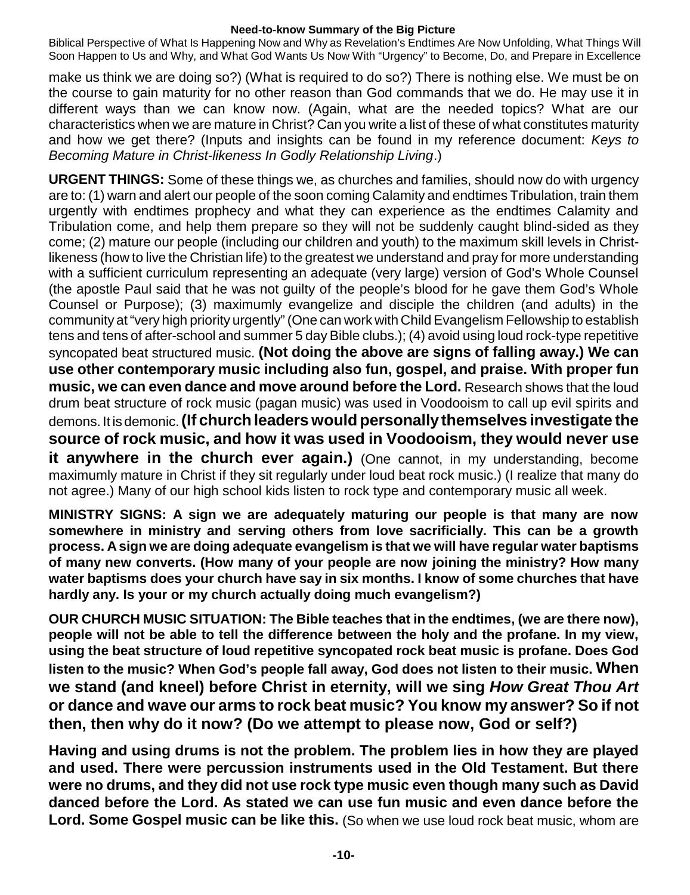make us think we are doing so?) (What is required to do so?) There is nothing else. We must be on the course to gain maturity for no other reason than God commands that we do. He may use it in different ways than we can know now. (Again, what are the needed topics? What are our characteristics when we are mature in Christ? Can you write a list of these of what constitutes maturity and how we get there? (Inputs and insights can be found in my reference document: *Keys to Becoming Mature in Christ-likeness In Godly Relationship Living*.)

**URGENT THINGS:** Some of these things we, as churches and families, should now do with urgency are to: (1) warn and alert our people of the soon coming Calamity and endtimes Tribulation, train them urgently with endtimes prophecy and what they can experience as the endtimes Calamity and Tribulation come, and help them prepare so they will not be suddenly caught blind-sided as they come; (2) mature our people (including our children and youth) to the maximum skill levels in Christ-likeness (how to live the Christian life) to the greatest we understand and pray for more understanding with a sufficient curriculum representing an adequate (very large) version of God's Whole Counsel (the apostle Paul said that he was not guilty of the people's blood for he gave them God's Whole Counsel or Purpose); (3) maximumly evangelize and disciple the children (and adults) in the community at "very high priority urgently" (One can work with Child Evangelism Fellowship to establish tens and tens of after-school and summer 5 day Bible clubs.); (4) avoid using loud rock-type repetitive syncopated beat structured music. **(Not doing the above are signs of falling away.) We can use other contemporary music including also fun, gospel, and praise. With proper fun music, we can even dance and move around before the Lord.** Research shows that the loud drum beat structure of rock music (pagan music) was used in Voodooism to call up evil spirits and demons. It is demonic. **(If church leaders would personally themselves investigate the source of rock music, and how it was used in Voodooism, they would never use it anywhere in the church ever again.)** (One cannot, in my understanding, become maximumly mature in Christ if they sit regularly under loud beat rock music.) (I realize that many do not agree.) Many of our high school kids listen to rock type and contemporary music all week.

**MINISTRY SIGNS: A sign we are adequately maturing our people is that many are now somewhere in ministry and serving others from love sacrificially. This can be a growth process. A sign we are doing adequate evangelism is that we will have regular water baptisms of many new converts. (How many of your people are now joining the ministry? How many water baptisms does your church have say in six months. I know of some churches that have hardly any. Is your or my church actually doing much evangelism?)**

**OUR CHURCH MUSIC SITUATION: The Bible teaches that in the endtimes, (we are there now), people will not be able to tell the difference between the holy and the profane. In my view, using the beat structure of loud repetitive syncopated rock beat music is profane. Does God listen to the music? When God's people fall away, God does not listen to their music. When we stand (and kneel) before Christ in eternity, will we sing *How Great Thou Art* or dance and wave our arms to rock beat music? You know my answer? So if not then, then why do it now? (Do we attempt to please now, God or self?)**

**Having and using drums is not the problem. The problem lies in how they are played and used. There were percussion instruments used in the Old Testament. But there were no drums, and they did not use rock type music even though many such as David danced before the Lord. As stated we can use fun music and even dance before the Lord. Some Gospel music can be like this.** (So when we use loud rock beat music, whom are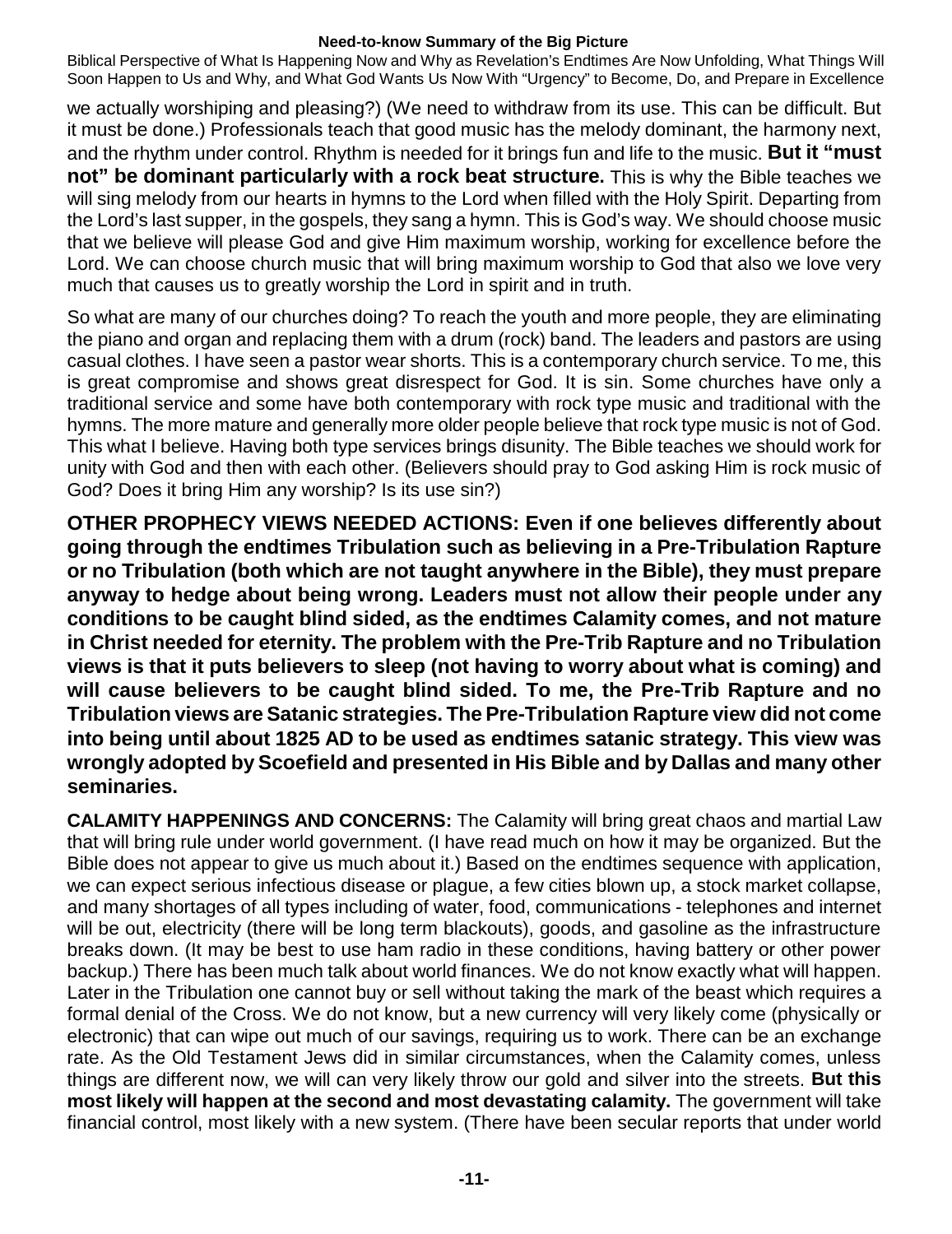we actually worshiping and pleasing?) (We need to withdraw from its use. This can be difficult. But it must be done.) Professionals teach that good music has the melody dominant, the harmony next, and the rhythm under control. Rhythm is needed for it brings fun and life to the music. **But it "must not" be dominant particularly with a rock beat structure.** This is why the Bible teaches we will sing melody from our hearts in hymns to the Lord when filled with the Holy Spirit. Departing from the Lord's last supper, in the gospels, they sang a hymn. This is God's way. We should choose music that we believe will please God and give Him maximum worship, working for excellence before the Lord. We can choose church music that will bring maximum worship to God that also we love very much that causes us to greatly worship the Lord in spirit and in truth.

So what are many of our churches doing? To reach the youth and more people, they are eliminating the piano and organ and replacing them with a drum (rock) band. The leaders and pastors are using casual clothes. I have seen a pastor wear shorts. This is a contemporary church service. To me, this is great compromise and shows great disrespect for God. It is sin. Some churches have only a traditional service and some have both contemporary with rock type music and traditional with the hymns. The more mature and generally more older people believe that rock type music is not of God. This what I believe. Having both type services brings disunity. The Bible teaches we should work for unity with God and then with each other. (Believers should pray to God asking Him is rock music of God? Does it bring Him any worship? Is its use sin?)

**OTHER PROPHECY VIEWS NEEDED ACTIONS: Even if one believes differently about going through the endtimes Tribulation such as believing in a Pre-Tribulation Rapture or no Tribulation (both which are not taught anywhere in the Bible), they must prepare anyway to hedge about being wrong. Leaders must not allow their people under any conditions to be caught blind sided, as the endtimes Calamity comes, and not mature in Christ needed for eternity. The problem with the Pre-Trib Rapture and no Tribulation views is that it puts believers to sleep (not having to worry about what is coming) and will cause believers to be caught blind sided. To me, the Pre-Trib Rapture and no Tribulation views are Satanic strategies. The Pre-Tribulation Rapture view did not come into being until about 1825 AD to be used as endtimes satanic strategy. This view was wrongly adopted by Scoefield and presented in His Bible and by Dallas and many other seminaries.**

**CALAMITY HAPPENINGS AND CONCERNS:** The Calamity will bring great chaos and martial Law that will bring rule under world government. (I have read much on how it may be organized. But the Bible does not appear to give us much about it.) Based on the endtimes sequence with application, we can expect serious infectious disease or plague, a few cities blown up, a stock market collapse, and many shortages of all types including of water, food, communications - telephones and internet will be out, electricity (there will be long term blackouts), goods, and gasoline as the infrastructure breaks down. (It may be best to use ham radio in these conditions, having battery or other power backup.) There has been much talk about world finances. We do not know exactly what will happen. Later in the Tribulation one cannot buy or sell without taking the mark of the beast which requires a formal denial of the Cross. We do not know, but a new currency will very likely come (physically or electronic) that can wipe out much of our savings, requiring us to work. There can be an exchange rate. As the Old Testament Jews did in similar circumstances, when the Calamity comes, unless things are different now, we will can very likely throw our gold and silver into the streets. **But this most likely will happen at the second and most devastating calamity.** The government will take financial control, most likely with a new system. (There have been secular reports that under world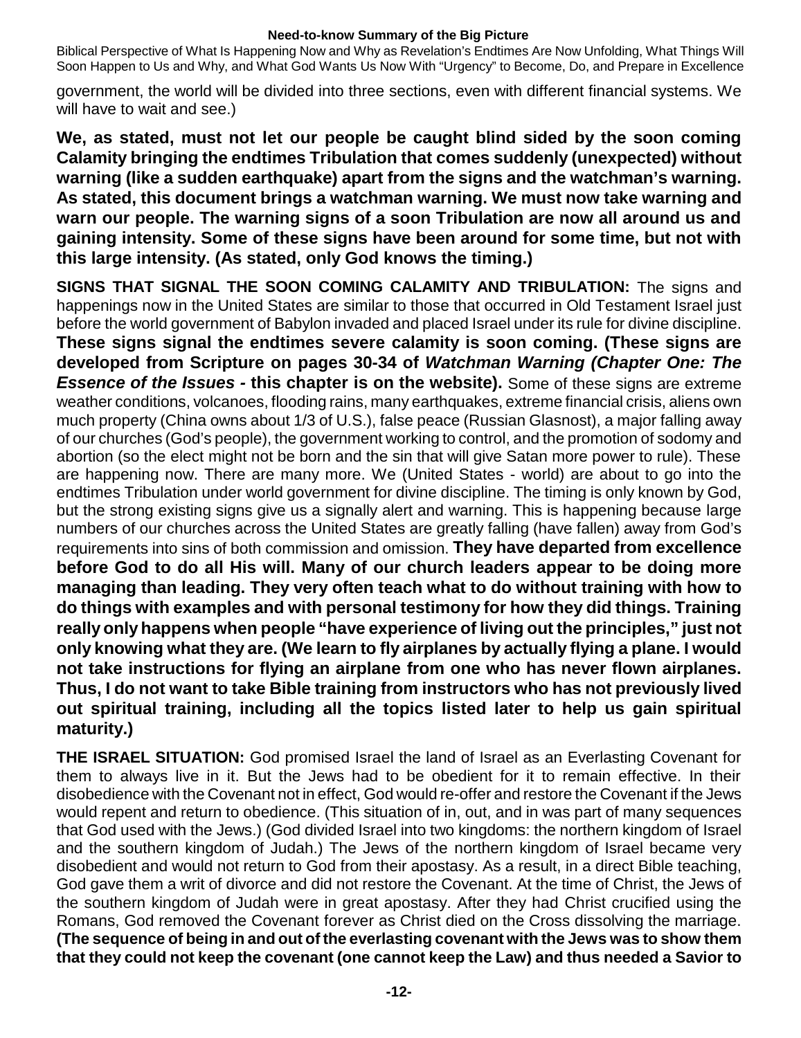government, the world will be divided into three sections, even with different financial systems. We will have to wait and see.)

**We, as stated, must not let our people be caught blind sided by the soon coming Calamity bringing the endtimes Tribulation that comes suddenly (unexpected) without warning (like a sudden earthquake) apart from the signs and the watchman's warning. As stated, this document brings a watchman warning. We must now take warning and warn our people. The warning signs of a soon Tribulation are now all around us and gaining intensity. Some of these signs have been around for some time, but not with this large intensity. (As stated, only God knows the timing.)**

**SIGNS THAT SIGNAL THE SOON COMING CALAMITY AND TRIBULATION:** The signs and happenings now in the United States are similar to those that occurred in Old Testament Israel just before the world government of Babylon invaded and placed Israel under its rule for divine discipline. **These signs signal the endtimes severe calamity is soon coming. (These signs are developed from Scripture on pages 30-34 of *Watchman Warning (Chapter One: The Essence of the Issues* - this chapter is on the website).** Some of these signs are extreme weather conditions, volcanoes, flooding rains, many earthquakes, extreme financial crisis, aliens own much property (China owns about 1/3 of U.S.), false peace (Russian Glasnost), a major falling away of our churches (God's people), the government working to control, and the promotion of sodomy and abortion (so the elect might not be born and the sin that will give Satan more power to rule). These are happening now. There are many more. We (United States - world) are about to go into the endtimes Tribulation under world government for divine discipline. The timing is only known by God, but the strong existing signs give us a signally alert and warning. This is happening because large numbers of our churches across the United States are greatly falling (have fallen) away from God's requirements into sins of both commission and omission. **They have departed from excellence before God to do all His will. Many of our church leaders appear to be doing more managing than leading. They very often teach what to do without training with how to do things with examples and with personal testimony for how they did things. Training really only happens when people "have experience of living out the principles," just not only knowing what they are. (We learn to fly airplanes by actually flying a plane. I would not take instructions for flying an airplane from one who has never flown airplanes. Thus, I do not want to take Bible training from instructors who has not previously lived out spiritual training, including all the topics listed later to help us gain spiritual maturity.)**

**THE ISRAEL SITUATION:** God promised Israel the land of Israel as an Everlasting Covenant for them to always live in it. But the Jews had to be obedient for it to remain effective. In their disobedience with the Covenant not in effect, God would re-offer and restore the Covenant if the Jews would repent and return to obedience. (This situation of in, out, and in was part of many sequences that God used with the Jews.) (God divided Israel into two kingdoms: the northern kingdom of Israel and the southern kingdom of Judah.) The Jews of the northern kingdom of Israel became very disobedient and would not return to God from their apostasy. As a result, in a direct Bible teaching, God gave them a writ of divorce and did not restore the Covenant. At the time of Christ, the Jews of the southern kingdom of Judah were in great apostasy. After they had Christ crucified using the Romans, God removed the Covenant forever as Christ died on the Cross dissolving the marriage. **(The sequence of being in and out of the everlasting covenant with the Jews was to show them that they could not keep the covenant (one cannot keep the Law) and thus needed a Savior to**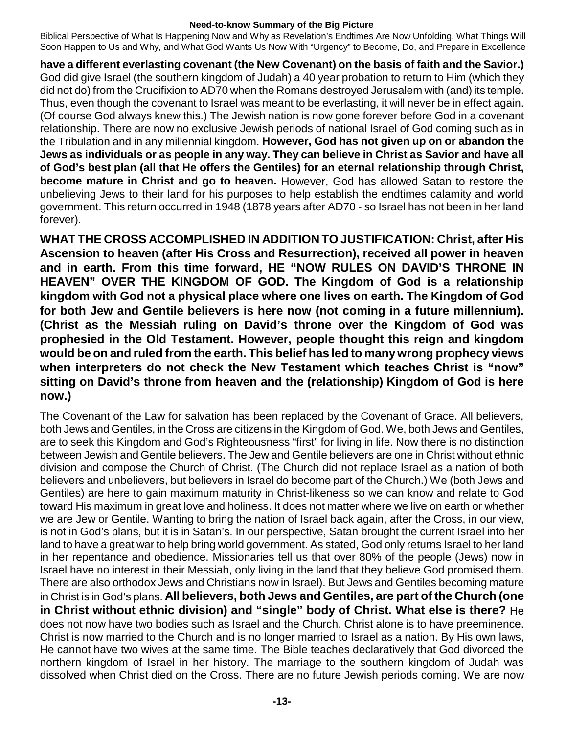**have a different everlasting covenant (the New Covenant) on the basis of faith and the Savior.)** God did give Israel (the southern kingdom of Judah) a 40 year probation to return to Him (which they did not do) from the Crucifixion to AD70 when the Romans destroyed Jerusalem with (and) its temple. Thus, even though the covenant to Israel was meant to be everlasting, it will never be in effect again. (Of course God always knew this.) The Jewish nation is now gone forever before God in a covenant relationship. There are now no exclusive Jewish periods of national Israel of God coming such as in the Tribulation and in any millennial kingdom. **However, God has not given up on or abandon the Jews as individuals or as people in any way. They can believe in Christ as Savior and have all of God's best plan (all that He offers the Gentiles) for an eternal relationship through Christ, become mature in Christ and go to heaven.** However, God has allowed Satan to restore the unbelieving Jews to their land for his purposes to help establish the endtimes calamity and world government. This return occurred in 1948 (1878 years after AD70 - so Israel has not been in her land forever).

**WHAT THE CROSS ACCOMPLISHED IN ADDITION TO JUSTIFICATION: Christ, after His Ascension to heaven (after His Cross and Resurrection), received all power in heaven and in earth. From this time forward, HE "NOW RULES ON DAVID'S THRONE IN HEAVEN" OVER THE KINGDOM OF GOD. The Kingdom of God is a relationship kingdom with God not a physical place where one lives on earth. The Kingdom of God for both Jew and Gentile believers is here now (not coming in a future millennium). (Christ as the Messiah ruling on David's throne over the Kingdom of God was prophesied in the Old Testament. However, people thought this reign and kingdom would be on and ruled from the earth. This belief has led to many wrong prophecy views when interpreters do not check the New Testament which teaches Christ is "now" sitting on David's throne from heaven and the (relationship) Kingdom of God is here now.)**

The Covenant of the Law for salvation has been replaced by the Covenant of Grace. All believers, both Jews and Gentiles, in the Cross are citizens in the Kingdom of God. We, both Jews and Gentiles, are to seek this Kingdom and God's Righteousness "first" for living in life. Now there is no distinction between Jewish and Gentile believers. The Jew and Gentile believers are one in Christ without ethnic division and compose the Church of Christ. (The Church did not replace Israel as a nation of both believers and unbelievers, but believers in Israel do become part of the Church.) We (both Jews and Gentiles) are here to gain maximum maturity in Christ-likeness so we can know and relate to God toward His maximum in great love and holiness. It does not matter where we live on earth or whether we are Jew or Gentile. Wanting to bring the nation of Israel back again, after the Cross, in our view, is not in God's plans, but it is in Satan's. In our perspective, Satan brought the current Israel into her land to have a great war to help bring world government. As stated, God only returns Israel to her land in her repentance and obedience. Missionaries tell us that over 80% of the people (Jews) now in Israel have no interest in their Messiah, only living in the land that they believe God promised them. There are also orthodox Jews and Christians now in Israel). But Jews and Gentiles becoming mature in Christ is in God's plans. **All believers, both Jews and Gentiles, are part of the Church (one in Christ without ethnic division) and "single" body of Christ. What else is there?** He does not now have two bodies such as Israel and the Church. Christ alone is to have preeminence. Christ is now married to the Church and is no longer married to Israel as a nation. By His own laws, He cannot have two wives at the same time. The Bible teaches declaratively that God divorced the northern kingdom of Israel in her history. The marriage to the southern kingdom of Judah was dissolved when Christ died on the Cross. There are no future Jewish periods coming. We are now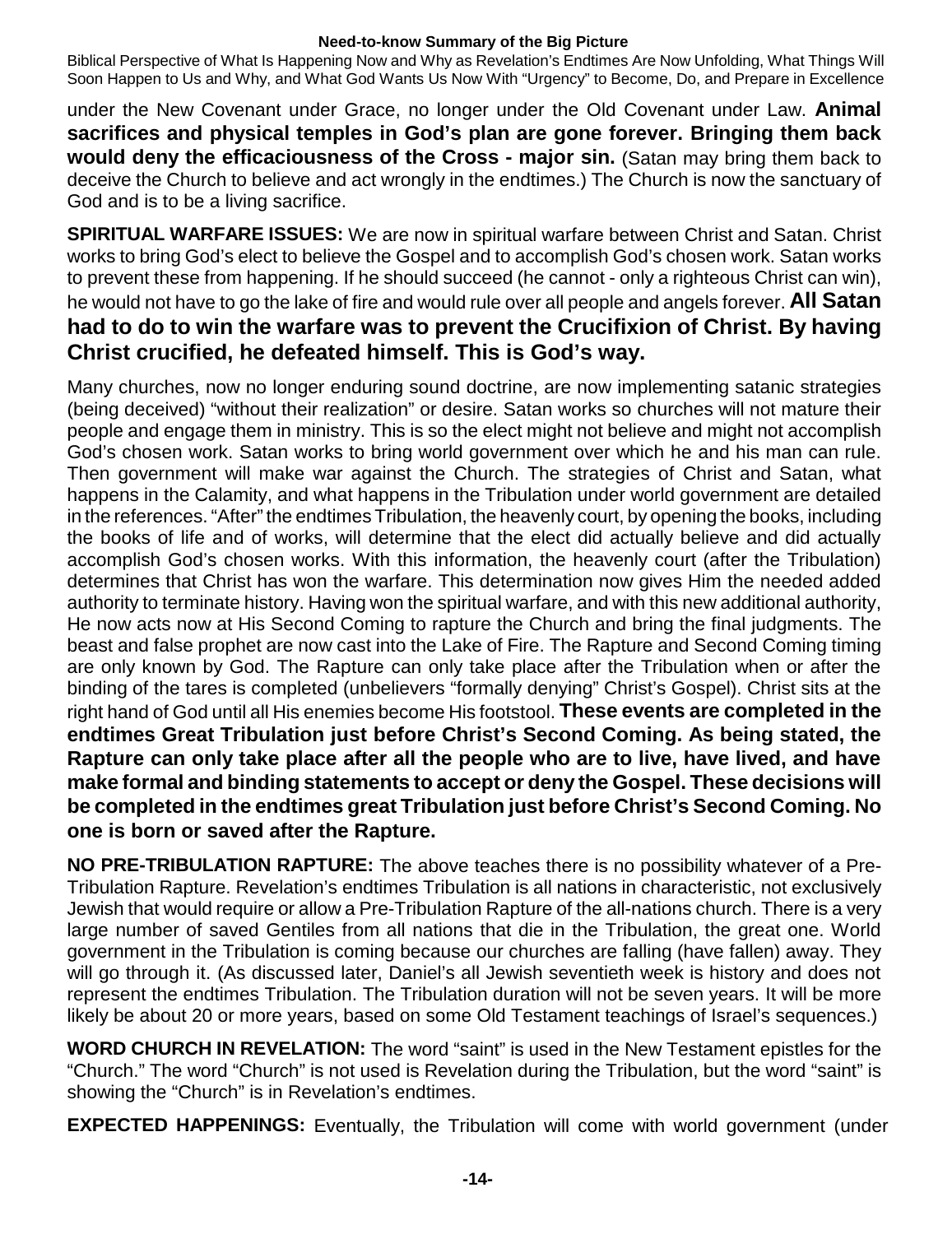under the New Covenant under Grace, no longer under the Old Covenant under Law. **Animal sacrifices and physical temples in God's plan are gone forever. Bringing them back would deny the efficaciousness of the Cross - major sin.** (Satan may bring them back to deceive the Church to believe and act wrongly in the endtimes.) The Church is now the sanctuary of God and is to be a living sacrifice.

**SPIRITUAL WARFARE ISSUES:** We are now in spiritual warfare between Christ and Satan. Christ works to bring God's elect to believe the Gospel and to accomplish God's chosen work. Satan works to prevent these from happening. If he should succeed (he cannot - only a righteous Christ can win), he would not have to go the lake of fire and would rule over all people and angels forever. **All Satan had to do to win the warfare was to prevent the Crucifixion of Christ. By having Christ crucified, he defeated himself. This is God's way.**

Many churches, now no longer enduring sound doctrine, are now implementing satanic strategies (being deceived) "without their realization" or desire. Satan works so churches will not mature their people and engage them in ministry. This is so the elect might not believe and might not accomplish God's chosen work. Satan works to bring world government over which he and his man can rule. Then government will make war against the Church. The strategies of Christ and Satan, what happens in the Calamity, and what happens in the Tribulation under world government are detailed in the references. "After" the endtimes Tribulation, the heavenly court, by opening the books, including the books of life and of works, will determine that the elect did actually believe and did actually accomplish God's chosen works. With this information, the heavenly court (after the Tribulation) determines that Christ has won the warfare. This determination now gives Him the needed added authority to terminate history. Having won the spiritual warfare, and with this new additional authority, He now acts now at His Second Coming to rapture the Church and bring the final judgments. The beast and false prophet are now cast into the Lake of Fire. The Rapture and Second Coming timing are only known by God. The Rapture can only take place after the Tribulation when or after the binding of the tares is completed (unbelievers "formally denying" Christ's Gospel). Christ sits at the right hand of God until all His enemies become His footstool. **These events are completed in the endtimes Great Tribulation just before Christ's Second Coming. As being stated, the Rapture can only take place after all the people who are to live, have lived, and have make formal and binding statements to accept or deny the Gospel. These decisions will be completed in the endtimes great Tribulation just before Christ's Second Coming. No one is born or saved after the Rapture.**

**NO PRE-TRIBULATION RAPTURE:** The above teaches there is no possibility whatever of a Pre-Tribulation Rapture. Revelation's endtimes Tribulation is all nations in characteristic, not exclusively Jewish that would require or allow a Pre-Tribulation Rapture of the all-nations church. There is a very large number of saved Gentiles from all nations that die in the Tribulation, the great one. World government in the Tribulation is coming because our churches are falling (have fallen) away. They will go through it. (As discussed later, Daniel's all Jewish seventieth week is history and does not represent the endtimes Tribulation. The Tribulation duration will not be seven years. It will be more likely be about 20 or more years, based on some Old Testament teachings of Israel's sequences.)

**WORD CHURCH IN REVELATION:** The word "saint" is used in the New Testament epistles for the "Church." The word "Church" is not used is Revelation during the Tribulation, but the word "saint" is showing the "Church" is in Revelation's endtimes.

**EXPECTED HAPPENINGS:** Eventually, the Tribulation will come with world government (under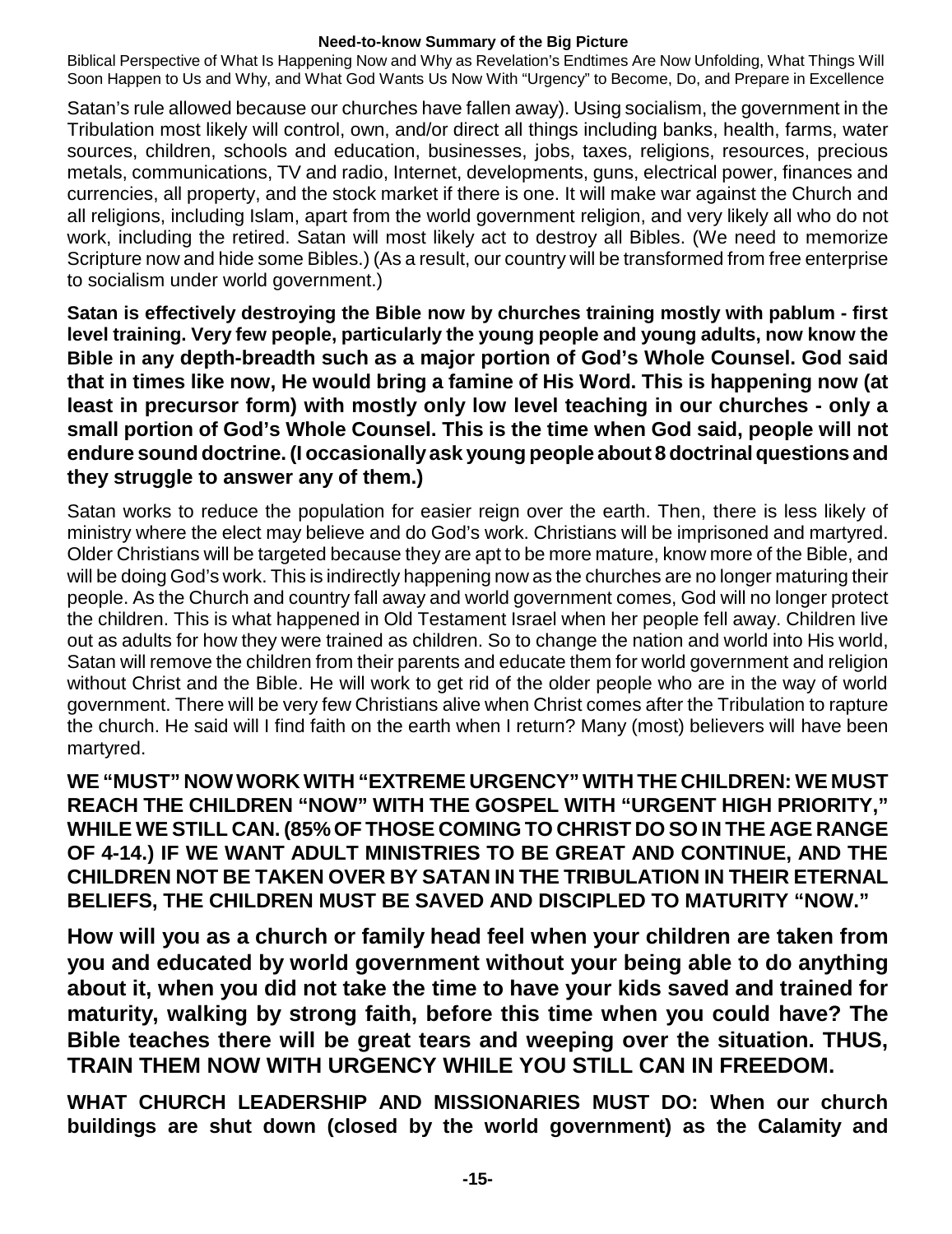Satan's rule allowed because our churches have fallen away). Using socialism, the government in the Tribulation most likely will control, own, and/or direct all things including banks, health, farms, water sources, children, schools and education, businesses, jobs, taxes, religions, resources, precious metals, communications, TV and radio, Internet, developments, guns, electrical power, finances and currencies, all property, and the stock market if there is one. It will make war against the Church and all religions, including Islam, apart from the world government religion, and very likely all who do not work, including the retired. Satan will most likely act to destroy all Bibles. (We need to memorize Scripture now and hide some Bibles.) (As a result, our country will be transformed from free enterprise to socialism under world government.)

**Satan is effectively destroying the Bible now by churches training mostly with pablum - first level training. Very few people, particularly the young people and young adults, now know the Bible in any depth-breadth such as a major portion of God's Whole Counsel. God said that in times like now, He would bring a famine of His Word. This is happening now (at least in precursor form) with mostly only low level teaching in our churches - only a small portion of God's Whole Counsel. This is the time when God said, people will not endure sound doctrine. (I occasionally ask young people about 8 doctrinal questions and they struggle to answer any of them.)**

Satan works to reduce the population for easier reign over the earth. Then, there is less likely of ministry where the elect may believe and do God's work. Christians will be imprisoned and martyred. Older Christians will be targeted because they are apt to be more mature, know more of the Bible, and will be doing God's work. This is indirectly happening now as the churches are no longer maturing their people. As the Church and country fall away and world government comes, God will no longer protect the children. This is what happened in Old Testament Israel when her people fell away. Children live out as adults for how they were trained as children. So to change the nation and world into His world, Satan will remove the children from their parents and educate them for world government and religion without Christ and the Bible. He will work to get rid of the older people who are in the way of world government. There will be very few Christians alive when Christ comes after the Tribulation to rapture the church. He said will I find faith on the earth when I return? Many (most) believers will have been martyred.

**WE "MUST" NOW WORK WITH "EXTREME URGENCY" WITH THE CHILDREN: WE MUST REACH THE CHILDREN "NOW" WITH THE GOSPEL WITH "URGENT HIGH PRIORITY," WHILE WE STILL CAN. (85% OF THOSE COMING TO CHRIST DO SO IN THE AGE RANGE OF 4-14.) IF WE WANT ADULT MINISTRIES TO BE GREAT AND CONTINUE, AND THE CHILDREN NOT BE TAKEN OVER BY SATAN IN THE TRIBULATION IN THEIR ETERNAL BELIEFS, THE CHILDREN MUST BE SAVED AND DISCIPLED TO MATURITY "NOW."**

**How will you as a church or family head feel when your children are taken from you and educated by world government without your being able to do anything about it, when you did not take the time to have your kids saved and trained for maturity, walking by strong faith, before this time when you could have? The Bible teaches there will be great tears and weeping over the situation. THUS, TRAIN THEM NOW WITH URGENCY WHILE YOU STILL CAN IN FREEDOM.**

**WHAT CHURCH LEADERSHIP AND MISSIONARIES MUST DO: When our church buildings are shut down (closed by the world government) as the Calamity and**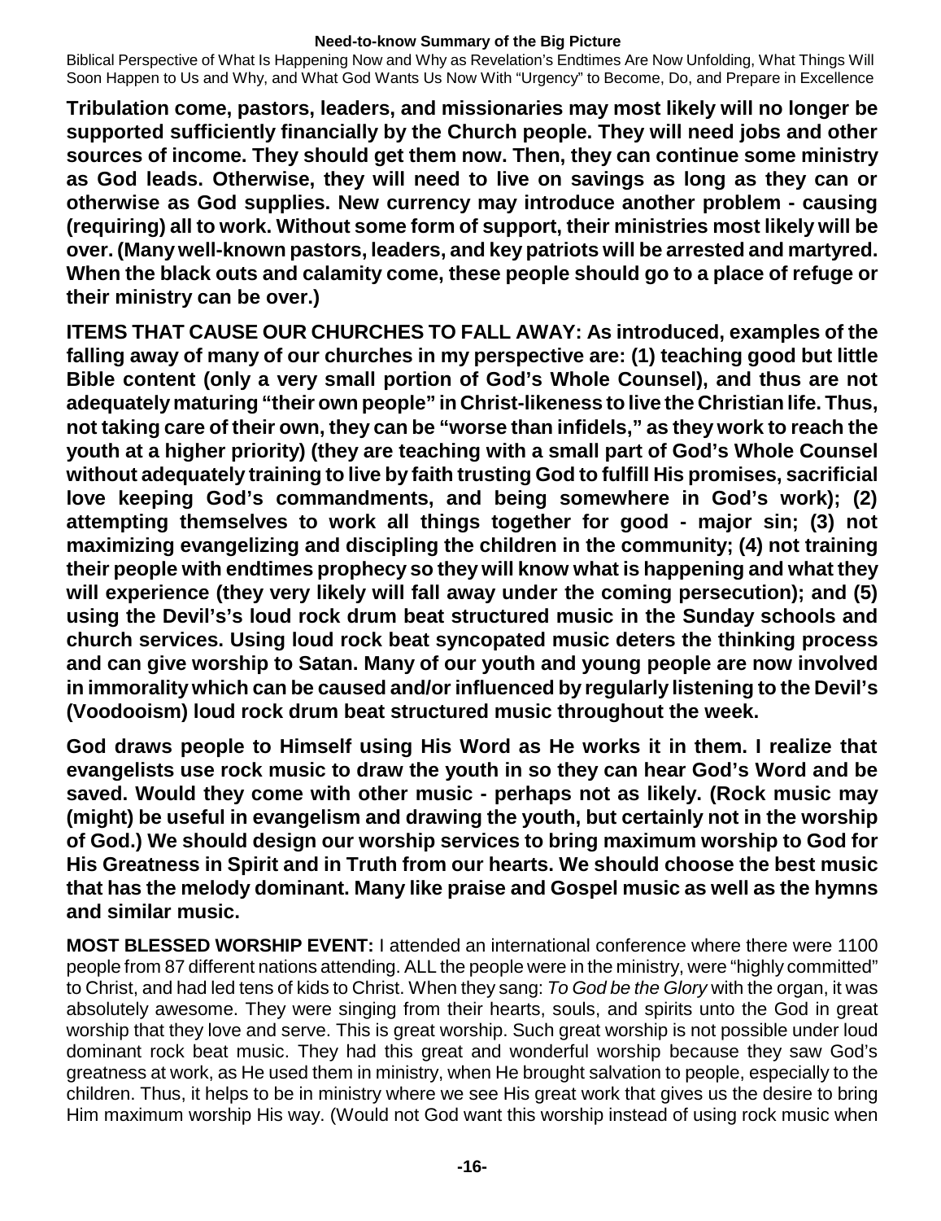**Tribulation come, pastors, leaders, and missionaries may most likely will no longer be supported sufficiently financially by the Church people. They will need jobs and other sources of income. They should get them now. Then, they can continue some ministry as God leads. Otherwise, they will need to live on savings as long as they can or otherwise as God supplies. New currency may introduce another problem - causing (requiring) all to work. Without some form of support, their ministries most likely will be over. (Many well-known pastors, leaders, and key patriots will be arrested and martyred. When the black outs and calamity come, these people should go to a place of refuge or their ministry can be over.)**

**ITEMS THAT CAUSE OUR CHURCHES TO FALL AWAY: As introduced, examples of the falling away of many of our churches in my perspective are: (1) teaching good but little Bible content (only a very small portion of God's Whole Counsel), and thus are not adequately maturing "their own people" in Christ-likeness to live the Christian life. Thus, not taking care of their own, they can be "worse than infidels," as they work to reach the youth at a higher priority) (they are teaching with a small part of God's Whole Counsel without adequately training to live by faith trusting God to fulfill His promises, sacrificial love keeping God's commandments, and being somewhere in God's work); (2) attempting themselves to work all things together for good - major sin; (3) not maximizing evangelizing and discipling the children in the community; (4) not training their people with endtimes prophecy so they will know what is happening and what they will experience (they very likely will fall away under the coming persecution); and (5) using the Devil's's loud rock drum beat structured music in the Sunday schools and church services. Using loud rock beat syncopated music deters the thinking process and can give worship to Satan. Many of our youth and young people are now involved in immorality which can be caused and/or influenced by regularly listening to the Devil's (Voodooism) loud rock drum beat structured music throughout the week.**

**God draws people to Himself using His Word as He works it in them. I realize that evangelists use rock music to draw the youth in so they can hear God's Word and be saved. Would they come with other music - perhaps not as likely. (Rock music may (might) be useful in evangelism and drawing the youth, but certainly not in the worship of God.) We should design our worship services to bring maximum worship to God for His Greatness in Spirit and in Truth from our hearts. We should choose the best music that has the melody dominant. Many like praise and Gospel music as well as the hymns and similar music.**

**MOST BLESSED WORSHIP EVENT:** I attended an international conference where there were 1100 people from 87 different nations attending. ALL the people were in the ministry, were "highly committed" to Christ, and had led tens of kids to Christ. When they sang: *To God be the Glory* with the organ, it was absolutely awesome. They were singing from their hearts, souls, and spirits unto the God in great worship that they love and serve. This is great worship. Such great worship is not possible under loud dominant rock beat music. They had this great and wonderful worship because they saw God's greatness at work, as He used them in ministry, when He brought salvation to people, especially to the children. Thus, it helps to be in ministry where we see His great work that gives us the desire to bring Him maximum worship His way. (Would not God want this worship instead of using rock music when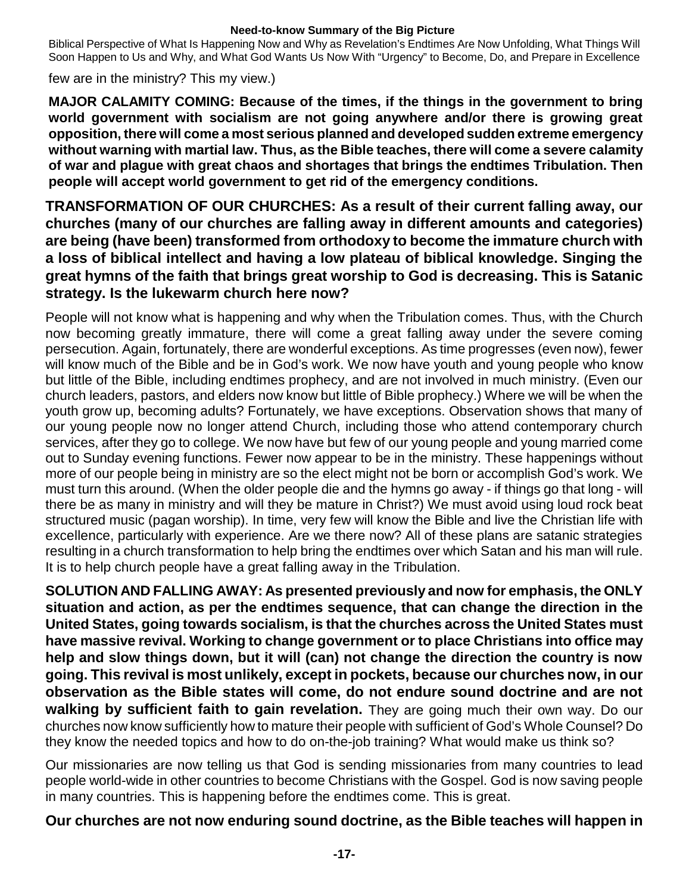few are in the ministry? This my view.)

**MAJOR CALAMITY COMING: Because of the times, if the things in the government to bring world government with socialism are not going anywhere and/or there is growing great opposition, there will come a most serious planned and developed sudden extreme emergency without warning with martial law. Thus, as the Bible teaches, there will come a severe calamity of war and plague with great chaos and shortages that brings the endtimes Tribulation. Then people will accept world government to get rid of the emergency conditions.**

**TRANSFORMATION OF OUR CHURCHES: As a result of their current falling away, our churches (many of our churches are falling away in different amounts and categories) are being (have been) transformed from orthodoxy to become the immature church with a loss of biblical intellect and having a low plateau of biblical knowledge. Singing the great hymns of the faith that brings great worship to God is decreasing. This is Satanic strategy. Is the lukewarm church here now?**

People will not know what is happening and why when the Tribulation comes. Thus, with the Church now becoming greatly immature, there will come a great falling away under the severe coming persecution. Again, fortunately, there are wonderful exceptions. As time progresses (even now), fewer will know much of the Bible and be in God's work. We now have youth and young people who know but little of the Bible, including endtimes prophecy, and are not involved in much ministry. (Even our church leaders, pastors, and elders now know but little of Bible prophecy.) Where we will be when the youth grow up, becoming adults? Fortunately, we have exceptions. Observation shows that many of our young people now no longer attend Church, including those who attend contemporary church services, after they go to college. We now have but few of our young people and young married come out to Sunday evening functions. Fewer now appear to be in the ministry. These happenings without more of our people being in ministry are so the elect might not be born or accomplish God's work. We must turn this around. (When the older people die and the hymns go away - if things go that long - will there be as many in ministry and will they be mature in Christ?) We must avoid using loud rock beat structured music (pagan worship). In time, very few will know the Bible and live the Christian life with excellence, particularly with experience. Are we there now? All of these plans are satanic strategies resulting in a church transformation to help bring the endtimes over which Satan and his man will rule. It is to help church people have a great falling away in the Tribulation.

**SOLUTION AND FALLING AWAY: As presented previously and now for emphasis, the ONLY situation and action, as per the endtimes sequence, that can change the direction in the United States, going towards socialism, is that the churches across the United States must have massive revival. Working to change government or to place Christians into office may help and slow things down, but it will (can) not change the direction the country is now going. This revival is most unlikely, except in pockets, because our churches now, in our observation as the Bible states will come, do not endure sound doctrine and are not walking by sufficient faith to gain revelation.** They are going much their own way. Do our churches now know sufficiently how to mature their people with sufficient of God's Whole Counsel? Do they know the needed topics and how to do on-the-job training? What would make us think so?

Our missionaries are now telling us that God is sending missionaries from many countries to lead people world-wide in other countries to become Christians with the Gospel. God is now saving people in many countries. This is happening before the endtimes come. This is great.

**Our churches are not now enduring sound doctrine, as the Bible teaches will happen in**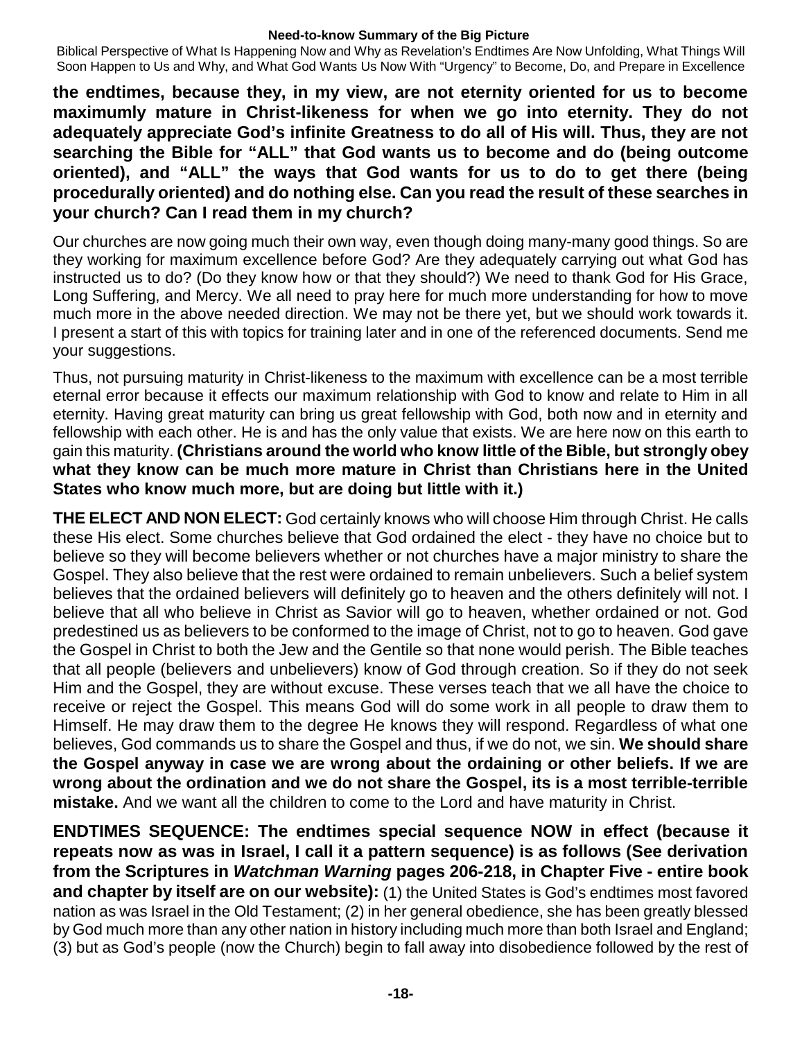**the endtimes, because they, in my view, are not eternity oriented for us to become maximumly mature in Christ-likeness for when we go into eternity. They do not adequately appreciate God's infinite Greatness to do all of His will. Thus, they are not searching the Bible for "ALL" that God wants us to become and do (being outcome oriented), and "ALL" the ways that God wants for us to do to get there (being procedurally oriented) and do nothing else. Can you read the result of these searches in your church? Can I read them in my church?**

Our churches are now going much their own way, even though doing many-many good things. So are they working for maximum excellence before God? Are they adequately carrying out what God has instructed us to do? (Do they know how or that they should?) We need to thank God for His Grace, Long Suffering, and Mercy. We all need to pray here for much more understanding for how to move much more in the above needed direction. We may not be there yet, but we should work towards it. I present a start of this with topics for training later and in one of the referenced documents. Send me your suggestions.

Thus, not pursuing maturity in Christ-likeness to the maximum with excellence can be a most terrible eternal error because it effects our maximum relationship with God to know and relate to Him in all eternity. Having great maturity can bring us great fellowship with God, both now and in eternity and fellowship with each other. He is and has the only value that exists. We are here now on this earth to gain this maturity. **(Christians around the world who know little of the Bible, but strongly obey what they know can be much more mature in Christ than Christians here in the United States who know much more, but are doing but little with it.)**

**THE ELECT AND NON ELECT:** God certainly knows who will choose Him through Christ. He calls these His elect. Some churches believe that God ordained the elect - they have no choice but to believe so they will become believers whether or not churches have a major ministry to share the Gospel. They also believe that the rest were ordained to remain unbelievers. Such a belief system believes that the ordained believers will definitely go to heaven and the others definitely will not. I believe that all who believe in Christ as Savior will go to heaven, whether ordained or not. God predestined us as believers to be conformed to the image of Christ, not to go to heaven. God gave the Gospel in Christ to both the Jew and the Gentile so that none would perish. The Bible teaches that all people (believers and unbelievers) know of God through creation. So if they do not seek Him and the Gospel, they are without excuse. These verses teach that we all have the choice to receive or reject the Gospel. This means God will do some work in all people to draw them to Himself. He may draw them to the degree He knows they will respond. Regardless of what one believes, God commands us to share the Gospel and thus, if we do not, we sin. **We should share the Gospel anyway in case we are wrong about the ordaining or other beliefs. If we are wrong about the ordination and we do not share the Gospel, its is a most terrible-terrible mistake.** And we want all the children to come to the Lord and have maturity in Christ.

**ENDTIMES SEQUENCE: The endtimes special sequence NOW in effect (because it repeats now as was in Israel, I call it a pattern sequence) is as follows (See derivation from the Scriptures in *Watchman Warning* pages 206-218, in Chapter Five - entire book and chapter by itself are on our website):** (1) the United States is God's endtimes most favored nation as was Israel in the Old Testament; (2) in her general obedience, she has been greatly blessed by God much more than any other nation in history including much more than both Israel and England; (3) but as God's people (now the Church) begin to fall away into disobedience followed by the rest of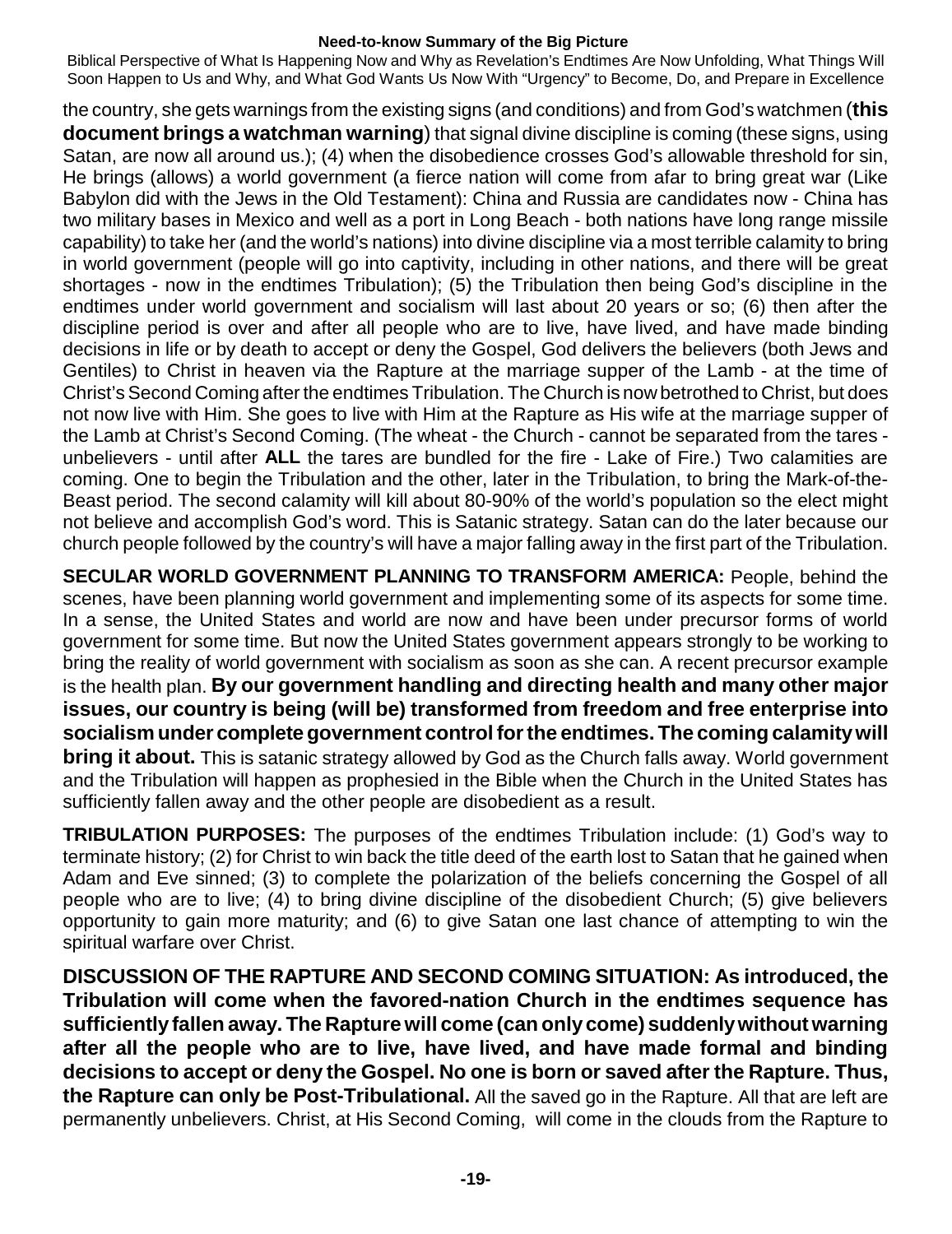the country, she gets warnings from the existing signs (and conditions) and from God's watchmen (**this document brings a watchman warning**) that signal divine discipline is coming (these signs, using Satan, are now all around us.); (4) when the disobedience crosses God's allowable threshold for sin, He brings (allows) a world government (a fierce nation will come from afar to bring great war (Like Babylon did with the Jews in the Old Testament): China and Russia are candidates now - China has two military bases in Mexico and well as a port in Long Beach - both nations have long range missile capability) to take her (and the world's nations) into divine discipline via a most terrible calamity to bring in world government (people will go into captivity, including in other nations, and there will be great shortages - now in the endtimes Tribulation); (5) the Tribulation then being God's discipline in the endtimes under world government and socialism will last about 20 years or so; (6) then after the discipline period is over and after all people who are to live, have lived, and have made binding decisions in life or by death to accept or deny the Gospel, God delivers the believers (both Jews and Gentiles) to Christ in heaven via the Rapture at the marriage supper of the Lamb - at the time of Christ's Second Coming after the endtimes Tribulation. The Church is now betrothed to Christ, but does not now live with Him. She goes to live with Him at the Rapture as His wife at the marriage supper of the Lamb at Christ's Second Coming. (The wheat - the Church - cannot be separated from the tares - unbelievers - until after **ALL** the tares are bundled for the fire - Lake of Fire.) Two calamities are coming. One to begin the Tribulation and the other, later in the Tribulation, to bring the Mark-of-the-Beast period. The second calamity will kill about 80-90% of the world's population so the elect might not believe and accomplish God's word. This is Satanic strategy. Satan can do the later because our church people followed by the country's will have a major falling away in the first part of the Tribulation.

**SECULAR WORLD GOVERNMENT PLANNING TO TRANSFORM AMERICA:** People, behind the scenes, have been planning world government and implementing some of its aspects for some time. In a sense, the United States and world are now and have been under precursor forms of world government for some time. But now the United States government appears strongly to be working to bring the reality of world government with socialism as soon as she can. A recent precursor example is the health plan. **By our government handling and directing health and many other major issues, our country is being (will be) transformed from freedom and free enterprise into socialism under complete government control for the endtimes. The coming calamity will bring it about.** This is satanic strategy allowed by God as the Church falls away. World government and the Tribulation will happen as prophesied in the Bible when the Church in the United States has sufficiently fallen away and the other people are disobedient as a result.

**TRIBULATION PURPOSES:** The purposes of the endtimes Tribulation include: (1) God's way to terminate history; (2) for Christ to win back the title deed of the earth lost to Satan that he gained when Adam and Eve sinned; (3) to complete the polarization of the beliefs concerning the Gospel of all people who are to live; (4) to bring divine discipline of the disobedient Church; (5) give believers opportunity to gain more maturity; and (6) to give Satan one last chance of attempting to win the spiritual warfare over Christ.

**DISCUSSION OF THE RAPTURE AND SECOND COMING SITUATION: As introduced, the Tribulation will come when the favored-nation Church in the endtimes sequence has sufficiently fallen away. The Rapture will come (can only come) suddenly without warning after all the people who are to live, have lived, and have made formal and binding decisions to accept or deny the Gospel. No one is born or saved after the Rapture. Thus, the Rapture can only be Post-Tribulational.** All the saved go in the Rapture. All that are left are permanently unbelievers. Christ, at His Second Coming, will come in the clouds from the Rapture to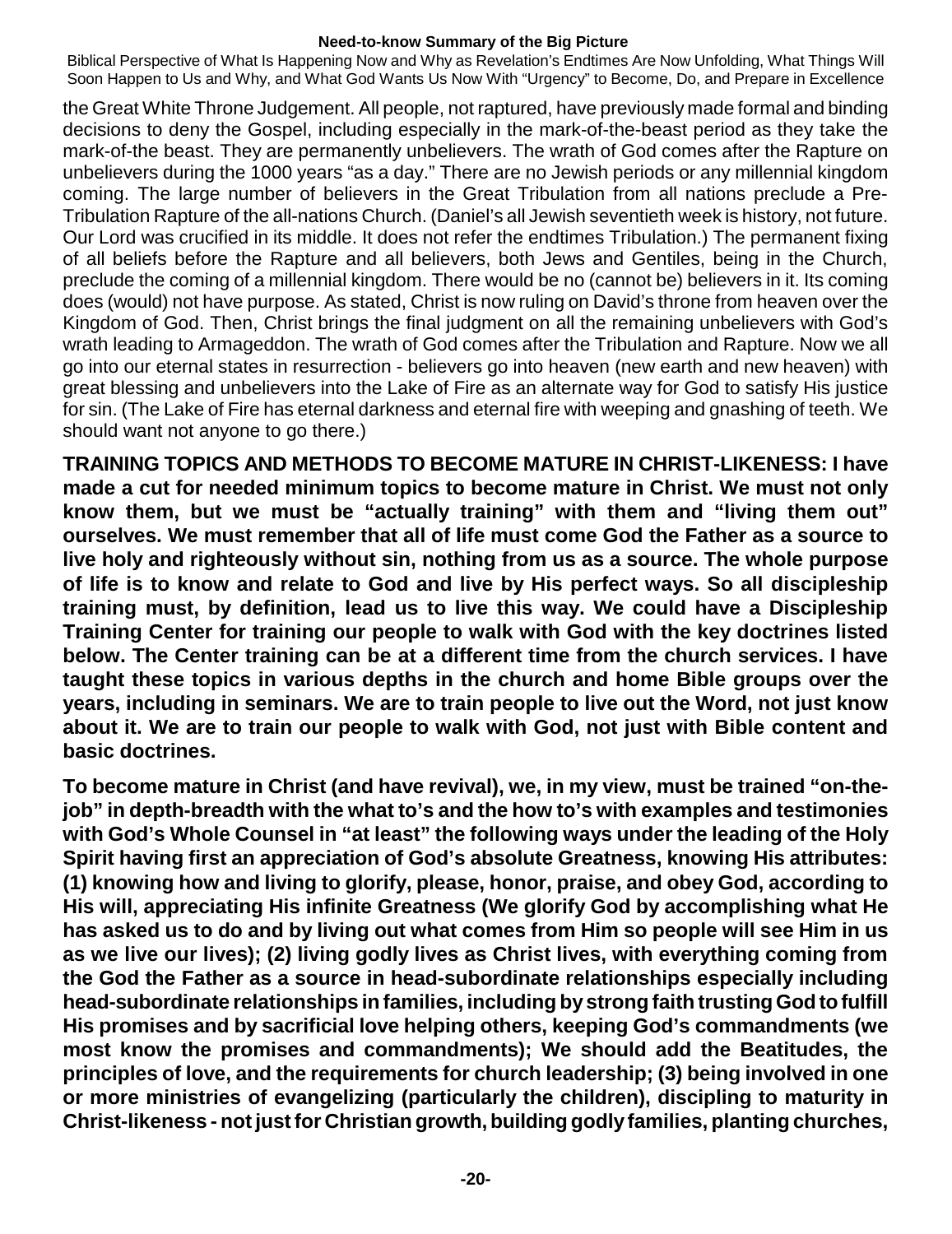the Great White Throne Judgement. All people, not raptured, have previously made formal and binding decisions to deny the Gospel, including especially in the mark-of-the-beast period as they take the mark-of-the beast. They are permanently unbelievers. The wrath of God comes after the Rapture on unbelievers during the 1000 years "as a day." There are no Jewish periods or any millennial kingdom coming. The large number of believers in the Great Tribulation from all nations preclude a Pre-Tribulation Rapture of the all-nations Church. (Daniel's all Jewish seventieth week is history, not future. Our Lord was crucified in its middle. It does not refer the endtimes Tribulation.) The permanent fixing of all beliefs before the Rapture and all believers, both Jews and Gentiles, being in the Church, preclude the coming of a millennial kingdom. There would be no (cannot be) believers in it. Its coming does (would) not have purpose. As stated, Christ is now ruling on David's throne from heaven over the Kingdom of God. Then, Christ brings the final judgment on all the remaining unbelievers with God's wrath leading to Armageddon. The wrath of God comes after the Tribulation and Rapture. Now we all go into our eternal states in resurrection - believers go into heaven (new earth and new heaven) with great blessing and unbelievers into the Lake of Fire as an alternate way for God to satisfy His justice for sin. (The Lake of Fire has eternal darkness and eternal fire with weeping and gnashing of teeth. We should want not anyone to go there.)

**TRAINING TOPICS AND METHODS TO BECOME MATURE IN CHRIST-LIKENESS: I have made a cut for needed minimum topics to become mature in Christ. We must not only know them, but we must be "actually training" with them and "living them out" ourselves. We must remember that all of life must come God the Father as a source to live holy and righteously without sin, nothing from us as a source. The whole purpose of life is to know and relate to God and live by His perfect ways. So all discipleship training must, by definition, lead us to live this way. We could have a Discipleship Training Center for training our people to walk with God with the key doctrines listed below. The Center training can be at a different time from the church services. I have taught these topics in various depths in the church and home Bible groups over the years, including in seminars. We are to train people to live out the Word, not just know about it. We are to train our people to walk with God, not just with Bible content and basic doctrines.**

**To become mature in Christ (and have revival), we, in my view, must be trained "on-the-job" in depth-breadth with the what to's and the how to's with examples and testimonies with God's Whole Counsel in "at least" the following ways under the leading of the Holy Spirit having first an appreciation of God's absolute Greatness, knowing His attributes: (1) knowing how and living to glorify, please, honor, praise, and obey God, according to His will, appreciating His infinite Greatness (We glorify God by accomplishing what He has asked us to do and by living out what comes from Him so people will see Him in us as we live our lives); (2) living godly lives as Christ lives, with everything coming from the God the Father as a source in head-subordinate relationships especially including head-subordinate relationships in families, including by strong faith trusting God to fulfill His promises and by sacrificial love helping others, keeping God's commandments (we most know the promises and commandments); We should add the Beatitudes, the principles of love, and the requirements for church leadership; (3) being involved in one or more ministries of evangelizing (particularly the children), discipling to maturity in Christ-likeness - not just for Christian growth, building godly families, planting churches,**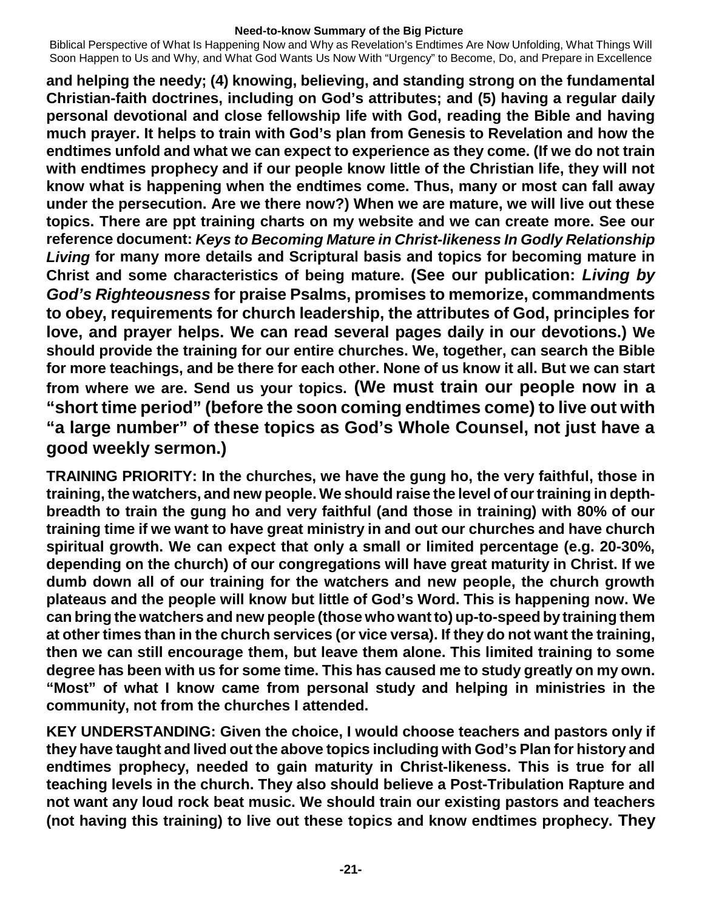**and helping the needy; (4) knowing, believing, and standing strong on the fundamental Christian-faith doctrines, including on God's attributes; and (5) having a regular daily personal devotional and close fellowship life with God, reading the Bible and having much prayer. It helps to train with God's plan from Genesis to Revelation and how the endtimes unfold and what we can expect to experience as they come. (If we do not train with endtimes prophecy and if our people know little of the Christian life, they will not know what is happening when the endtimes come. Thus, many or most can fall away under the persecution. Are we there now?) When we are mature, we will live out these topics. There are ppt training charts on my website and we can create more. See our reference document: *Keys to Becoming Mature in Christ-likeness In Godly Relationship Living* for many more details and Scriptural basis and topics for becoming mature in Christ and some characteristics of being mature. (See our publication: *Living by God's Righteousness* for praise Psalms, promises to memorize, commandments to obey, requirements for church leadership, the attributes of God, principles for love, and prayer helps. We can read several pages daily in our devotions.) We should provide the training for our entire churches. We, together, can search the Bible for more teachings, and be there for each other. None of us know it all. But we can start from where we are. Send us your topics. (We must train our people now in a "short time period" (before the soon coming endtimes come) to live out with "a large number" of these topics as God's Whole Counsel, not just have a good weekly sermon.)**

**TRAINING PRIORITY: In the churches, we have the gung ho, the very faithful, those in training, the watchers, and new people. We should raise the level of our training in depth-breadth to train the gung ho and very faithful (and those in training) with 80% of our training time if we want to have great ministry in and out our churches and have church spiritual growth. We can expect that only a small or limited percentage (e.g. 20-30%, depending on the church) of our congregations will have great maturity in Christ. If we dumb down all of our training for the watchers and new people, the church growth plateaus and the people will know but little of God's Word. This is happening now. We can bring the watchers and new people (those who want to) up-to-speed by training them at other times than in the church services (or vice versa). If they do not want the training, then we can still encourage them, but leave them alone. This limited training to some degree has been with us for some time. This has caused me to study greatly on my own. "Most" of what I know came from personal study and helping in ministries in the community, not from the churches I attended.**

**KEY UNDERSTANDING: Given the choice, I would choose teachers and pastors only if they have taught and lived out the above topics including with God's Plan for history and endtimes prophecy, needed to gain maturity in Christ-likeness. This is true for all teaching levels in the church. They also should believe a Post-Tribulation Rapture and not want any loud rock beat music. We should train our existing pastors and teachers (not having this training) to live out these topics and know endtimes prophecy. They**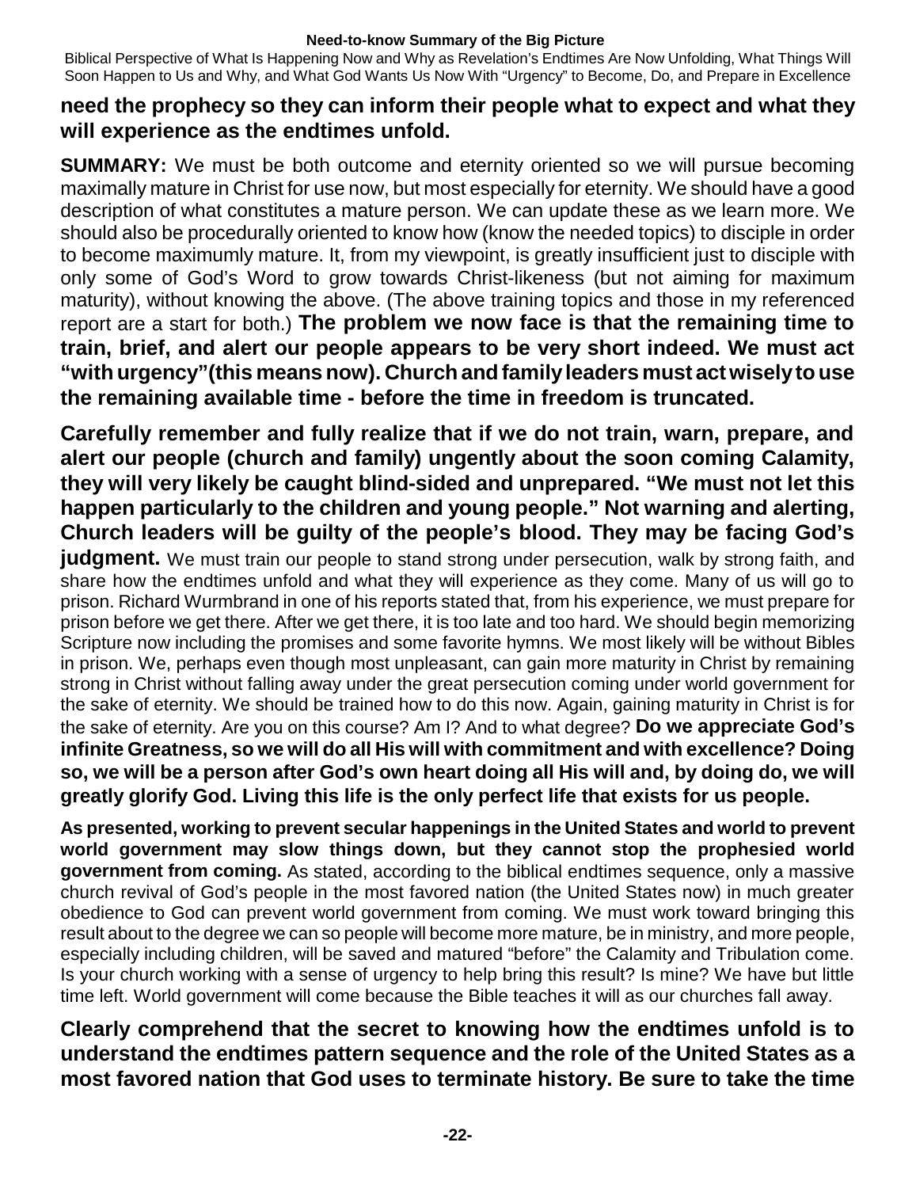**need the prophecy so they can inform their people what to expect and what they will experience as the endtimes unfold.**

**SUMMARY:** We must be both outcome and eternity oriented so we will pursue becoming maximally mature in Christ for use now, but most especially for eternity. We should have a good description of what constitutes a mature person. We can update these as we learn more. We should also be procedurally oriented to know how (know the needed topics) to disciple in order to become maximumly mature. It, from my viewpoint, is greatly insufficient just to disciple with only some of God's Word to grow towards Christ-likeness (but not aiming for maximum maturity), without knowing the above. (The above training topics and those in my referenced report are a start for both.) **The problem we now face is that the remaining time to train, brief, and alert our people appears to be very short indeed. We must act "with urgency" (this means now). Church and family leaders must act wisely to use the remaining available time - before the time in freedom is truncated.**

**Carefully remember and fully realize that if we do not train, warn, prepare, and alert our people (church and family) ungently about the soon coming Calamity, they will very likely be caught blind-sided and unprepared. "We must not let this happen particularly to the children and young people." Not warning and alerting, Church leaders will be guilty of the people's blood. They may be facing God's judgment.** We must train our people to stand strong under persecution, walk by strong faith, and share how the endtimes unfold and what they will experience as they come. Many of us will go to prison. Richard Wurmbrand in one of his reports stated that, from his experience, we must prepare for prison before we get there. After we get there, it is too late and too hard. We should begin memorizing Scripture now including the promises and some favorite hymns. We most likely will be without Bibles in prison. We, perhaps even though most unpleasant, can gain more maturity in Christ by remaining strong in Christ without falling away under the great persecution coming under world government for the sake of eternity. We should be trained how to do this now. Again, gaining maturity in Christ is for the sake of eternity. Are you on this course? Am I? And to what degree? **Do we appreciate God's infinite Greatness, so we will do all His will with commitment and with excellence? Doing so, we will be a person after God's own heart doing all His will and, by doing do, we will greatly glorify God. Living this life is the only perfect life that exists for us people.**

**As presented, working to prevent secular happenings in the United States and world to prevent world government may slow things down, but they cannot stop the prophesied world government from coming.** As stated, according to the biblical endtimes sequence, only a massive church revival of God's people in the most favored nation (the United States now) in much greater obedience to God can prevent world government from coming. We must work toward bringing this result about to the degree we can so people will become more mature, be in ministry, and more people, especially including children, will be saved and matured "before" the Calamity and Tribulation come. Is your church working with a sense of urgency to help bring this result? Is mine? We have but little time left. World government will come because the Bible teaches it will as our churches fall away.

**Clearly comprehend that the secret to knowing how the endtimes unfold is to understand the endtimes pattern sequence and the role of the United States as a most favored nation that God uses to terminate history. Be sure to take the time**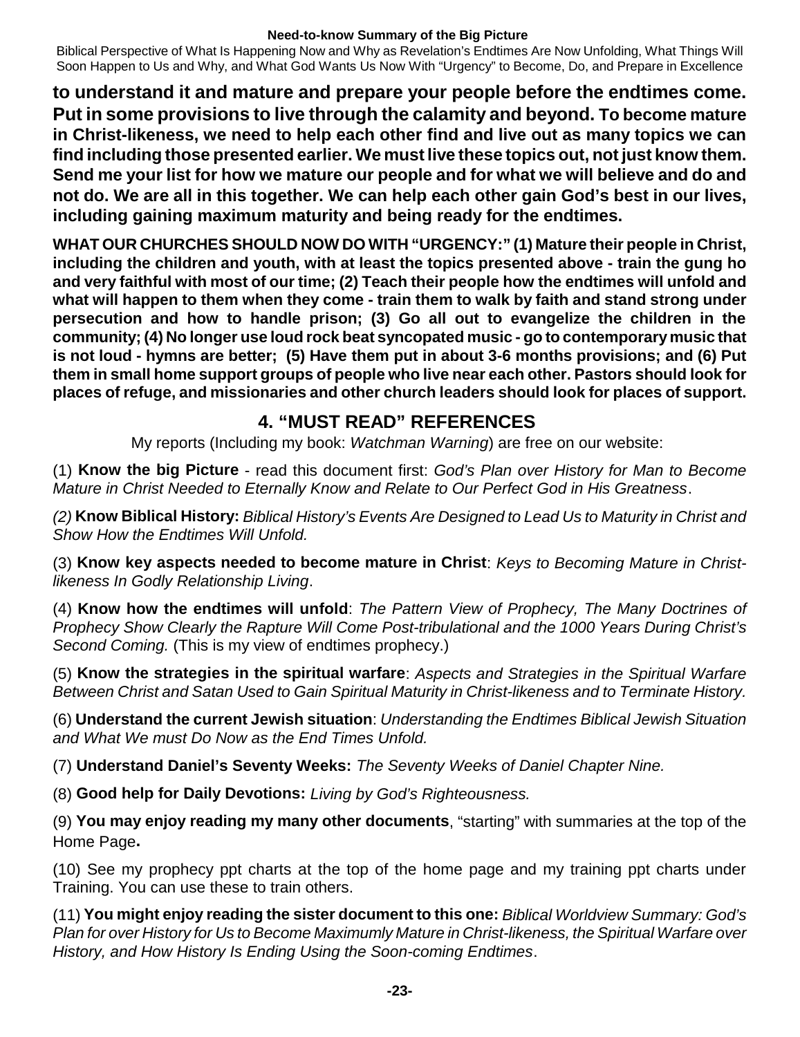**to understand it and mature and prepare your people before the endtimes come. Put in some provisions to live through the calamity and beyond. To become mature in Christ-likeness, we need to help each other find and live out as many topics we can find including those presented earlier. We must live these topics out, not just know them. Send me your list for how we mature our people and for what we will believe and do and not do. We are all in this together. We can help each other gain God's best in our lives, including gaining maximum maturity and being ready for the endtimes.**

**WHAT OUR CHURCHES SHOULD NOW DO WITH "URGENCY:" (1) Mature their people in Christ, including the children and youth, with at least the topics presented above - train the gung ho and very faithful with most of our time; (2) Teach their people how the endtimes will unfold and what will happen to them when they come - train them to walk by faith and stand strong under persecution and how to handle prison; (3) Go all out to evangelize the children in the community; (4) No longer use loud rock beat syncopated music - go to contemporary music that is not loud - hymns are better; (5) Have them put in about 3-6 months provisions; and (6) Put them in small home support groups of people who live near each other. Pastors should look for places of refuge, and missionaries and other church leaders should look for places of support.**

## 4. "MUST READ" REFERENCES

My reports (Including my book: *Watchman Warning*) are free on our website:

(1) **Know the big Picture** - read this document first: *God's Plan over History for Man to Become Mature in Christ Needed to Eternally Know and Relate to Our Perfect God in His Greatness*.

*(2)* **Know Biblical History:** *Biblical History's Events Are Designed to Lead Us to Maturity in Christ and Show How the Endtimes Will Unfold.*

(3) **Know key aspects needed to become mature in Christ**: *Keys to Becoming Mature in Christ-likeness In Godly Relationship Living*.

(4) **Know how the endtimes will unfold**: *The Pattern View of Prophecy, The Many Doctrines of Prophecy Show Clearly the Rapture Will Come Post-tribulational and the 1000 Years During Christ's Second Coming.* (This is my view of endtimes prophecy.)

(5) **Know the strategies in the spiritual warfare**: *Aspects and Strategies in the Spiritual Warfare Between Christ and Satan Used to Gain Spiritual Maturity in Christ-likeness and to Terminate History.*

(6) **Understand the current Jewish situation**: *Understanding the Endtimes Biblical Jewish Situation and What We must Do Now as the End Times Unfold.*

(7) **Understand Daniel's Seventy Weeks:** *The Seventy Weeks of Daniel Chapter Nine.*

(8) **Good help for Daily Devotions:** *Living by God's Righteousness.*

(9) **You may enjoy reading my many other documents**, "starting" with summaries at the top of the Home Page**.**

(10) See my prophecy ppt charts at the top of the home page and my training ppt charts under Training. You can use these to train others.

(11) **You might enjoy reading the sister document to this one:** *Biblical Worldview Summary: God's Plan for over History for Us to Become Maximumly Mature in Christ-likeness, the Spiritual Warfare over History, and How History Is Ending Using the Soon-coming Endtimes*.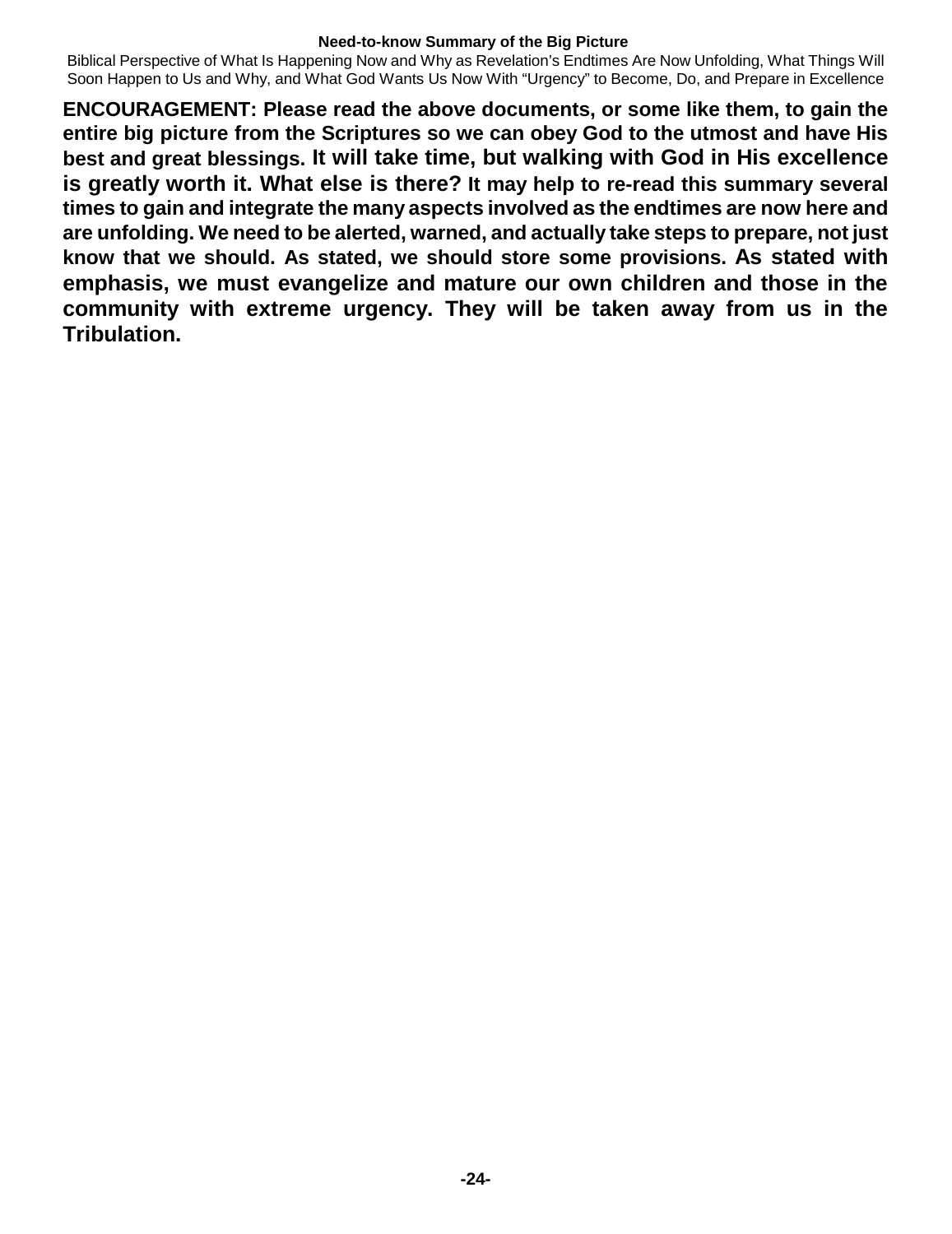**ENCOURAGEMENT: Please read the above documents, or some like them, to gain the entire big picture from the Scriptures so we can obey God to the utmost and have His best and great blessings. It will take time, but walking with God in His excellence is greatly worth it. What else is there? It may help to re-read this summary several times to gain and integrate the many aspects involved as the endtimes are now here and are unfolding. We need to be alerted, warned, and actually take steps to prepare, not just know that we should. As stated, we should store some provisions. As stated with emphasis, we must evangelize and mature our own children and those in the community with extreme urgency. They will be taken away from us in the Tribulation.**